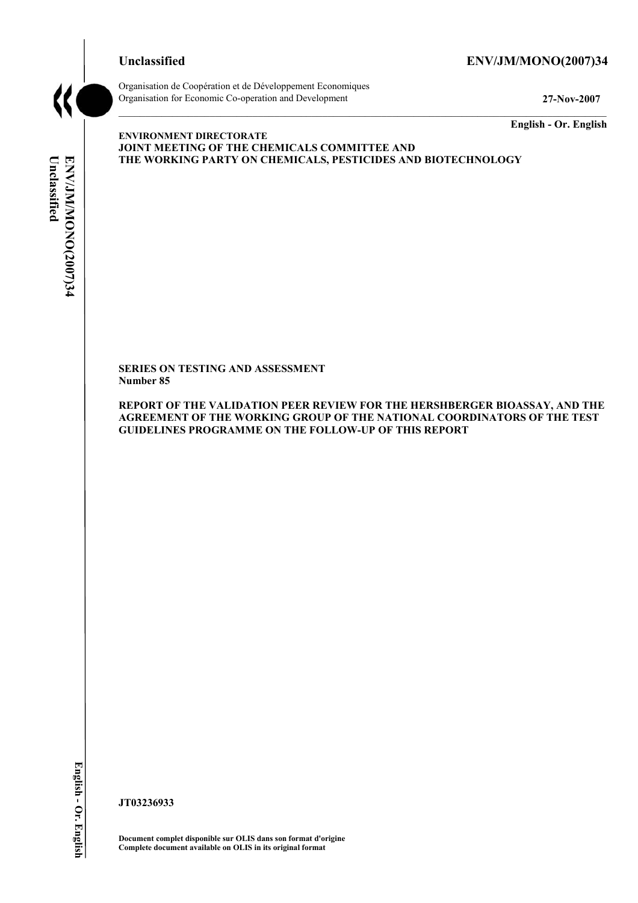**Unclassified** **ENV/JM/MONO(2007)34**

Organisation de Coopération et de Développement Economiques
Organisation for Economic Co-operation and Development **27-Nov-2007**

**English - Or. English**

**ENVIRONMENT DIRECTORATE**
**JOINT MEETING OF THE CHEMICALS COMMITTEE AND**
**THE WORKING PARTY ON CHEMICALS, PESTICIDES AND BIOTECHNOLOGY**

**SERIES ON TESTING AND ASSESSMENT**
**Number 85**

**REPORT OF THE VALIDATION PEER REVIEW FOR THE HERSHBERGER BIOASSAY, AND THE AGREEMENT OF THE WORKING GROUP OF THE NATIONAL COORDINATORS OF THE TEST GUIDELINES PROGRAMME ON THE FOLLOW-UP OF THIS REPORT**

**JT03236933**

**Document complet disponible sur OLIS dans son format d'origine**
**Complete document available on OLIS in its original format**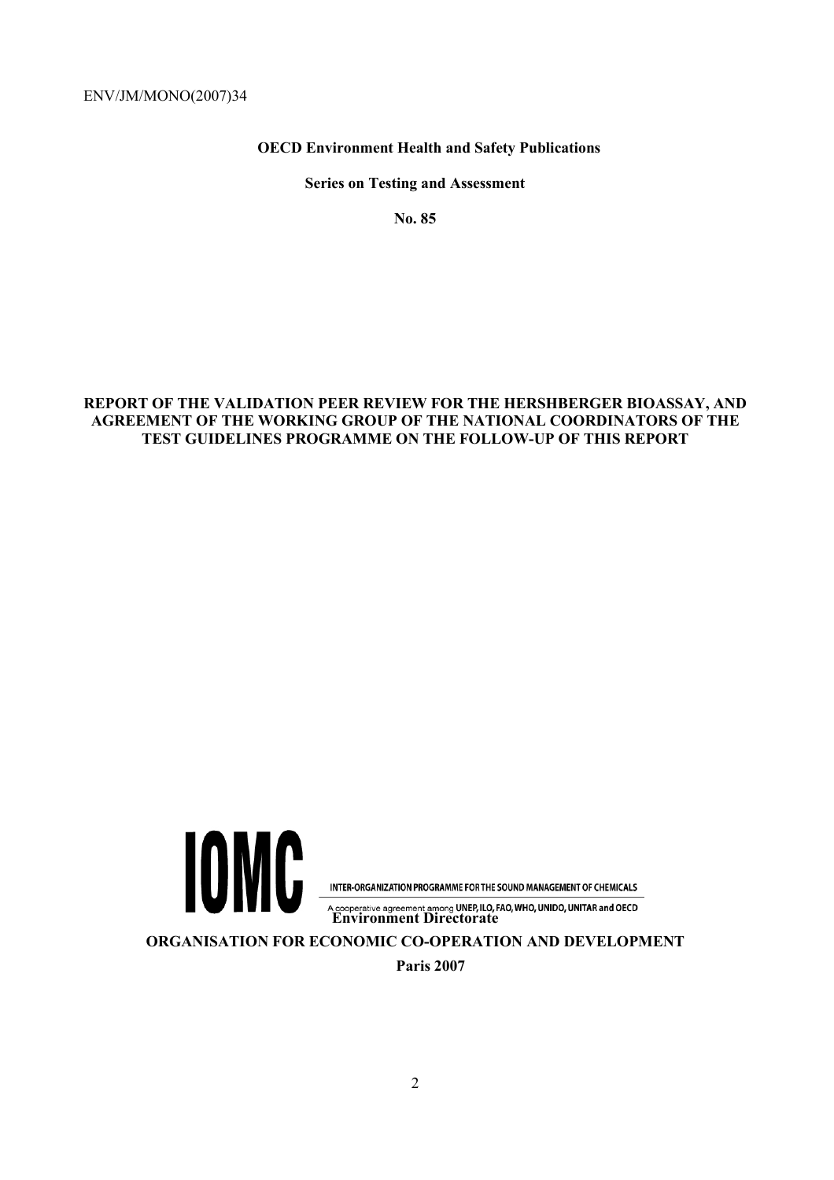ENV/JM/MONO(2007)34

**OECD Environment Health and Safety Publications**

**Series on Testing and Assessment**

**No. 85**

**REPORT OF THE VALIDATION PEER REVIEW FOR THE HERSHBERGER BIOASSAY, AND AGREEMENT OF THE WORKING GROUP OF THE NATIONAL COORDINATORS OF THE TEST GUIDELINES PROGRAMME ON THE FOLLOW-UP OF THIS REPORT**

IOMC

INTER-ORGANIZATION PROGRAMME FOR THE SOUND MANAGEMENT OF CHEMICALS

A cooperative agreement among UNEP, ILO, FAO, WHO, UNIDO, UNITAR and OECD

**Environment Directorate**

**ORGANISATION FOR ECONOMIC CO-OPERATION AND DEVELOPMENT**

**Paris 2007**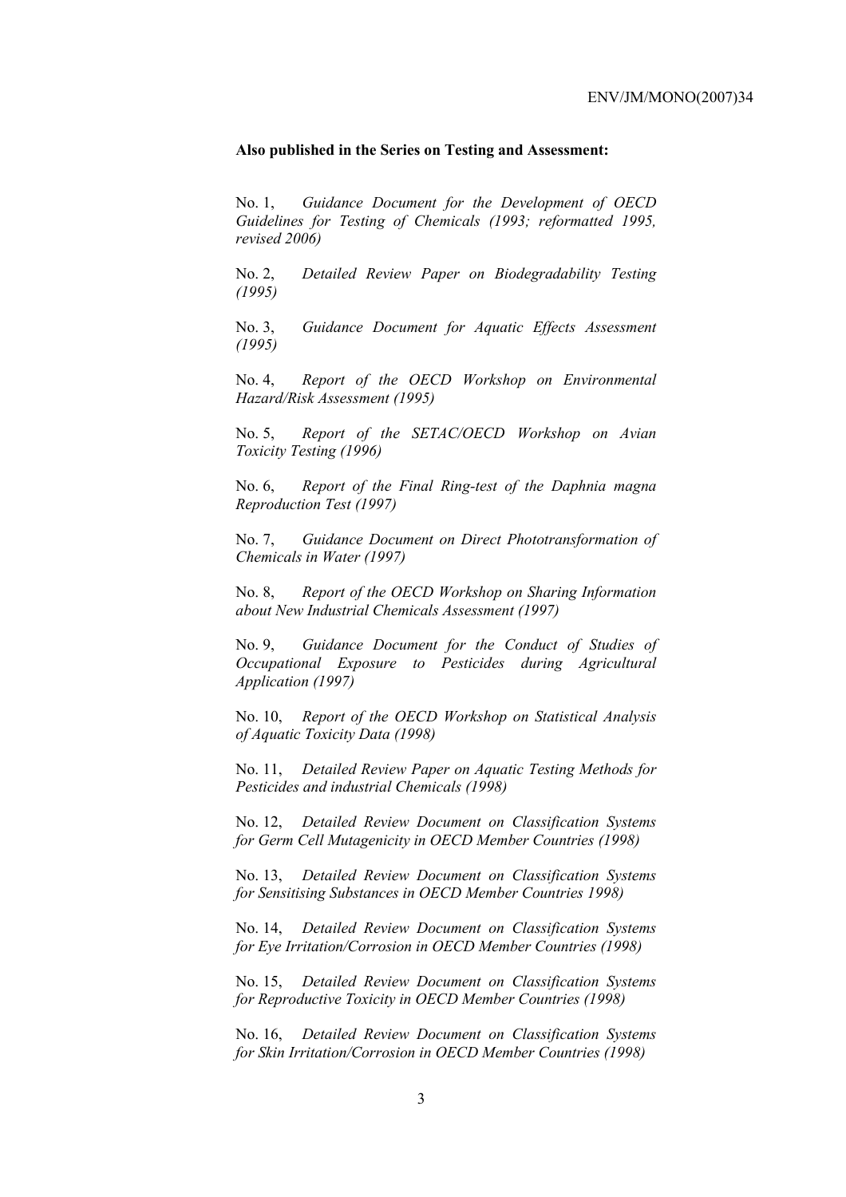**Also published in the Series on Testing and Assessment:**

No. 1, *Guidance Document for the Development of OECD Guidelines for Testing of Chemicals (1993; reformatted 1995, revised 2006)*

No. 2, *Detailed Review Paper on Biodegradability Testing (1995)*

No. 3, *Guidance Document for Aquatic Effects Assessment (1995)*

No. 4, *Report of the OECD Workshop on Environmental Hazard/Risk Assessment (1995)*

No. 5, *Report of the SETAC/OECD Workshop on Avian Toxicity Testing (1996)*

No. 6, *Report of the Final Ring-test of the Daphnia magna Reproduction Test (1997)*

No. 7, *Guidance Document on Direct Phototransformation of Chemicals in Water (1997)*

No. 8, *Report of the OECD Workshop on Sharing Information about New Industrial Chemicals Assessment (1997)*

No. 9, *Guidance Document for the Conduct of Studies of Occupational Exposure to Pesticides during Agricultural Application (1997)*

No. 10, *Report of the OECD Workshop on Statistical Analysis of Aquatic Toxicity Data (1998)*

No. 11, *Detailed Review Paper on Aquatic Testing Methods for Pesticides and industrial Chemicals (1998)*

No. 12, *Detailed Review Document on Classification Systems for Germ Cell Mutagenicity in OECD Member Countries (1998)*

No. 13, *Detailed Review Document on Classification Systems for Sensitising Substances in OECD Member Countries 1998)*

No. 14, *Detailed Review Document on Classification Systems for Eye Irritation/Corrosion in OECD Member Countries (1998)*

No. 15, *Detailed Review Document on Classification Systems for Reproductive Toxicity in OECD Member Countries (1998)*

No. 16, *Detailed Review Document on Classification Systems for Skin Irritation/Corrosion in OECD Member Countries (1998)*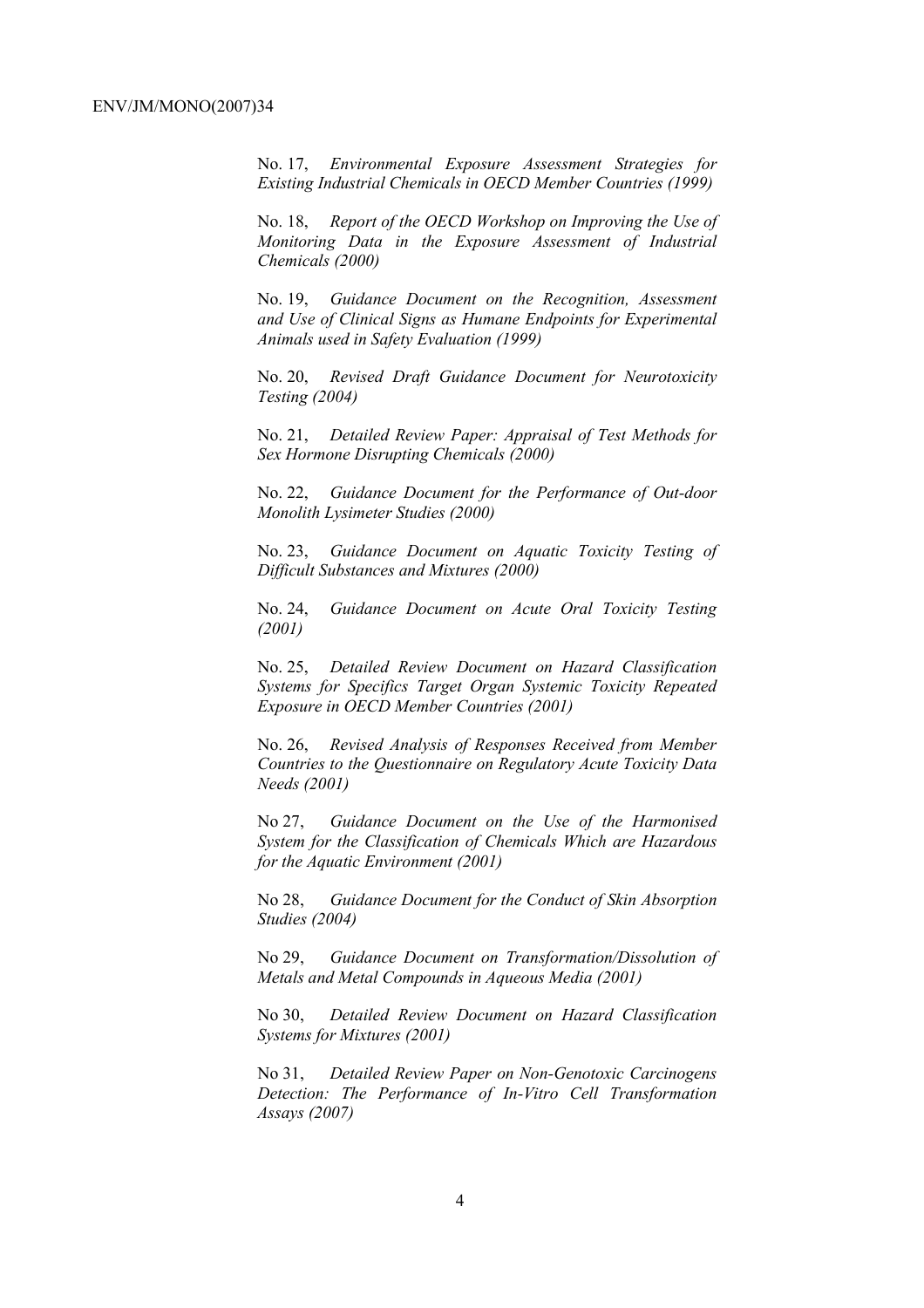No. 17, *Environmental Exposure Assessment Strategies for Existing Industrial Chemicals in OECD Member Countries (1999)*

No. 18, *Report of the OECD Workshop on Improving the Use of Monitoring Data in the Exposure Assessment of Industrial Chemicals (2000)*

No. 19, *Guidance Document on the Recognition, Assessment and Use of Clinical Signs as Humane Endpoints for Experimental Animals used in Safety Evaluation (1999)*

No. 20, *Revised Draft Guidance Document for Neurotoxicity Testing (2004)*

No. 21, *Detailed Review Paper: Appraisal of Test Methods for Sex Hormone Disrupting Chemicals (2000)*

No. 22, *Guidance Document for the Performance of Out-door Monolith Lysimeter Studies (2000)*

No. 23, *Guidance Document on Aquatic Toxicity Testing of Difficult Substances and Mixtures (2000)*

No. 24, *Guidance Document on Acute Oral Toxicity Testing (2001)*

No. 25, *Detailed Review Document on Hazard Classification Systems for Specifics Target Organ Systemic Toxicity Repeated Exposure in OECD Member Countries (2001)*

No. 26, *Revised Analysis of Responses Received from Member Countries to the Questionnaire on Regulatory Acute Toxicity Data Needs (2001)*

No 27, *Guidance Document on the Use of the Harmonised System for the Classification of Chemicals Which are Hazardous for the Aquatic Environment (2001)*

No 28, *Guidance Document for the Conduct of Skin Absorption Studies (2004)*

No 29, *Guidance Document on Transformation/Dissolution of Metals and Metal Compounds in Aqueous Media (2001)*

No 30, *Detailed Review Document on Hazard Classification Systems for Mixtures (2001)*

No 31, *Detailed Review Paper on Non-Genotoxic Carcinogens Detection: The Performance of In-Vitro Cell Transformation Assays (2007)*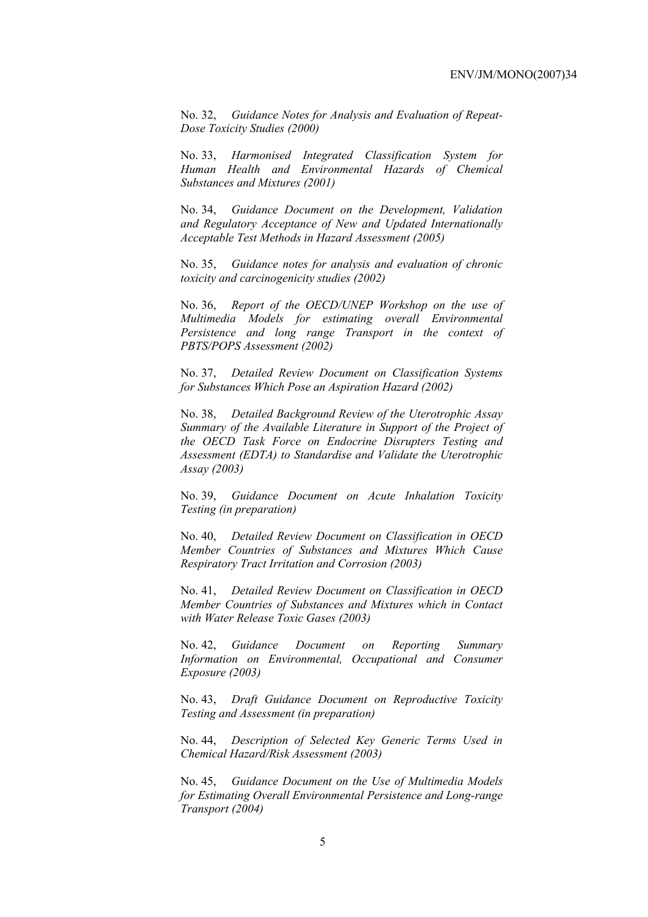No. 32, *Guidance Notes for Analysis and Evaluation of Repeat-Dose Toxicity Studies (2000)*

No. 33, *Harmonised Integrated Classification System for Human Health and Environmental Hazards of Chemical Substances and Mixtures (2001)*

No. 34, *Guidance Document on the Development, Validation and Regulatory Acceptance of New and Updated Internationally Acceptable Test Methods in Hazard Assessment (2005)*

No. 35, *Guidance notes for analysis and evaluation of chronic toxicity and carcinogenicity studies (2002)*

No. 36, *Report of the OECD/UNEP Workshop on the use of Multimedia Models for estimating overall Environmental Persistence and long range Transport in the context of PBTS/POPS Assessment (2002)*

No. 37, *Detailed Review Document on Classification Systems for Substances Which Pose an Aspiration Hazard (2002)*

No. 38, *Detailed Background Review of the Uterotrophic Assay Summary of the Available Literature in Support of the Project of the OECD Task Force on Endocrine Disrupters Testing and Assessment (EDTA) to Standardise and Validate the Uterotrophic Assay (2003)*

No. 39, *Guidance Document on Acute Inhalation Toxicity Testing (in preparation)*

No. 40, *Detailed Review Document on Classification in OECD Member Countries of Substances and Mixtures Which Cause Respiratory Tract Irritation and Corrosion (2003)*

No. 41, *Detailed Review Document on Classification in OECD Member Countries of Substances and Mixtures which in Contact with Water Release Toxic Gases (2003)*

No. 42, *Guidance Document on Reporting Summary Information on Environmental, Occupational and Consumer Exposure (2003)*

No. 43, *Draft Guidance Document on Reproductive Toxicity Testing and Assessment (in preparation)*

No. 44, *Description of Selected Key Generic Terms Used in Chemical Hazard/Risk Assessment (2003)*

No. 45, *Guidance Document on the Use of Multimedia Models for Estimating Overall Environmental Persistence and Long-range Transport (2004)*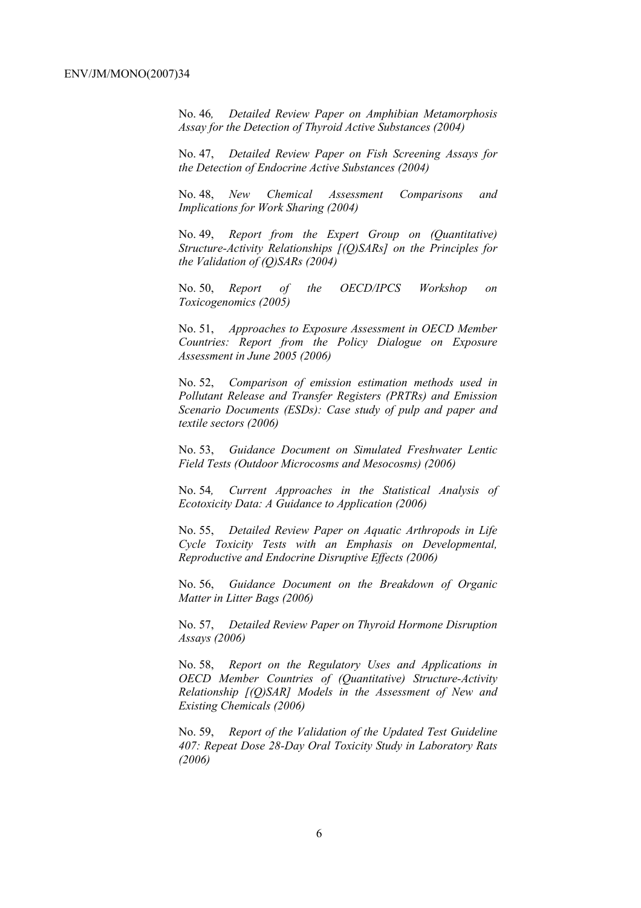No. 46*, Detailed Review Paper on Amphibian Metamorphosis Assay for the Detection of Thyroid Active Substances (2004)*

No. 47, *Detailed Review Paper on Fish Screening Assays for the Detection of Endocrine Active Substances (2004)*

No. 48, *New Chemical Assessment Comparisons and Implications for Work Sharing (2004)*

No. 49, *Report from the Expert Group on (Quantitative) Structure-Activity Relationships [(Q)SARs] on the Principles for the Validation of (Q)SARs (2004)*

No. 50, *Report of the OECD/IPCS Workshop on Toxicogenomics (2005)*

No. 51, *Approaches to Exposure Assessment in OECD Member Countries: Report from the Policy Dialogue on Exposure Assessment in June 2005 (2006)*

No. 52, *Comparison of emission estimation methods used in Pollutant Release and Transfer Registers (PRTRs) and Emission Scenario Documents (ESDs): Case study of pulp and paper and textile sectors (2006)*

No. 53, *Guidance Document on Simulated Freshwater Lentic Field Tests (Outdoor Microcosms and Mesocosms) (2006)*

No. 54*, Current Approaches in the Statistical Analysis of Ecotoxicity Data: A Guidance to Application (2006)*

No. 55, *Detailed Review Paper on Aquatic Arthropods in Life Cycle Toxicity Tests with an Emphasis on Developmental, Reproductive and Endocrine Disruptive Effects (2006)*

No. 56, *Guidance Document on the Breakdown of Organic Matter in Litter Bags (2006)*

No. 57, *Detailed Review Paper on Thyroid Hormone Disruption Assays (2006)*

No. 58, *Report on the Regulatory Uses and Applications in OECD Member Countries of (Quantitative) Structure-Activity Relationship [(Q)SAR] Models in the Assessment of New and Existing Chemicals (2006)*

No. 59, *Report of the Validation of the Updated Test Guideline 407: Repeat Dose 28-Day Oral Toxicity Study in Laboratory Rats (2006)*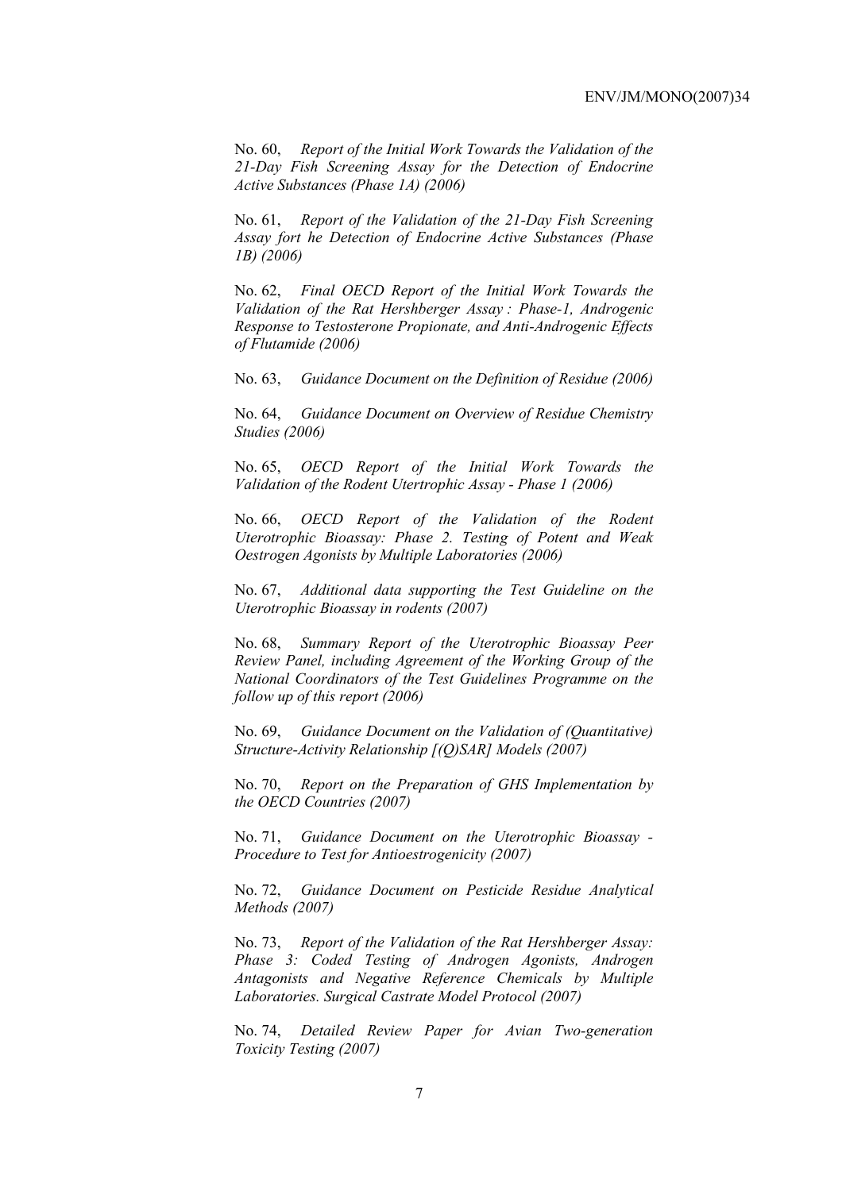No. 60, *Report of the Initial Work Towards the Validation of the 21-Day Fish Screening Assay for the Detection of Endocrine Active Substances (Phase 1A) (2006)*

No. 61, *Report of the Validation of the 21-Day Fish Screening Assay fort he Detection of Endocrine Active Substances (Phase 1B) (2006)*

No. 62, *Final OECD Report of the Initial Work Towards the Validation of the Rat Hershberger Assay : Phase-1, Androgenic Response to Testosterone Propionate, and Anti-Androgenic Effects of Flutamide (2006)*

No. 63, *Guidance Document on the Definition of Residue (2006)*

No. 64, *Guidance Document on Overview of Residue Chemistry Studies (2006)*

No. 65, *OECD Report of the Initial Work Towards the Validation of the Rodent Utertrophic Assay - Phase 1 (2006)*

No. 66, *OECD Report of the Validation of the Rodent Uterotrophic Bioassay: Phase 2. Testing of Potent and Weak Oestrogen Agonists by Multiple Laboratories (2006)*

No. 67, *Additional data supporting the Test Guideline on the Uterotrophic Bioassay in rodents (2007)*

No. 68, *Summary Report of the Uterotrophic Bioassay Peer Review Panel, including Agreement of the Working Group of the National Coordinators of the Test Guidelines Programme on the follow up of this report (2006)*

No. 69, *Guidance Document on the Validation of (Quantitative) Structure-Activity Relationship [(Q)SAR] Models (2007)*

No. 70, *Report on the Preparation of GHS Implementation by the OECD Countries (2007)*

No. 71, *Guidance Document on the Uterotrophic Bioassay - Procedure to Test for Antioestrogenicity (2007)*

No. 72, *Guidance Document on Pesticide Residue Analytical Methods (2007)*

No. 73, *Report of the Validation of the Rat Hershberger Assay: Phase 3: Coded Testing of Androgen Agonists, Androgen Antagonists and Negative Reference Chemicals by Multiple Laboratories. Surgical Castrate Model Protocol (2007)*

No. 74, *Detailed Review Paper for Avian Two-generation Toxicity Testing (2007)*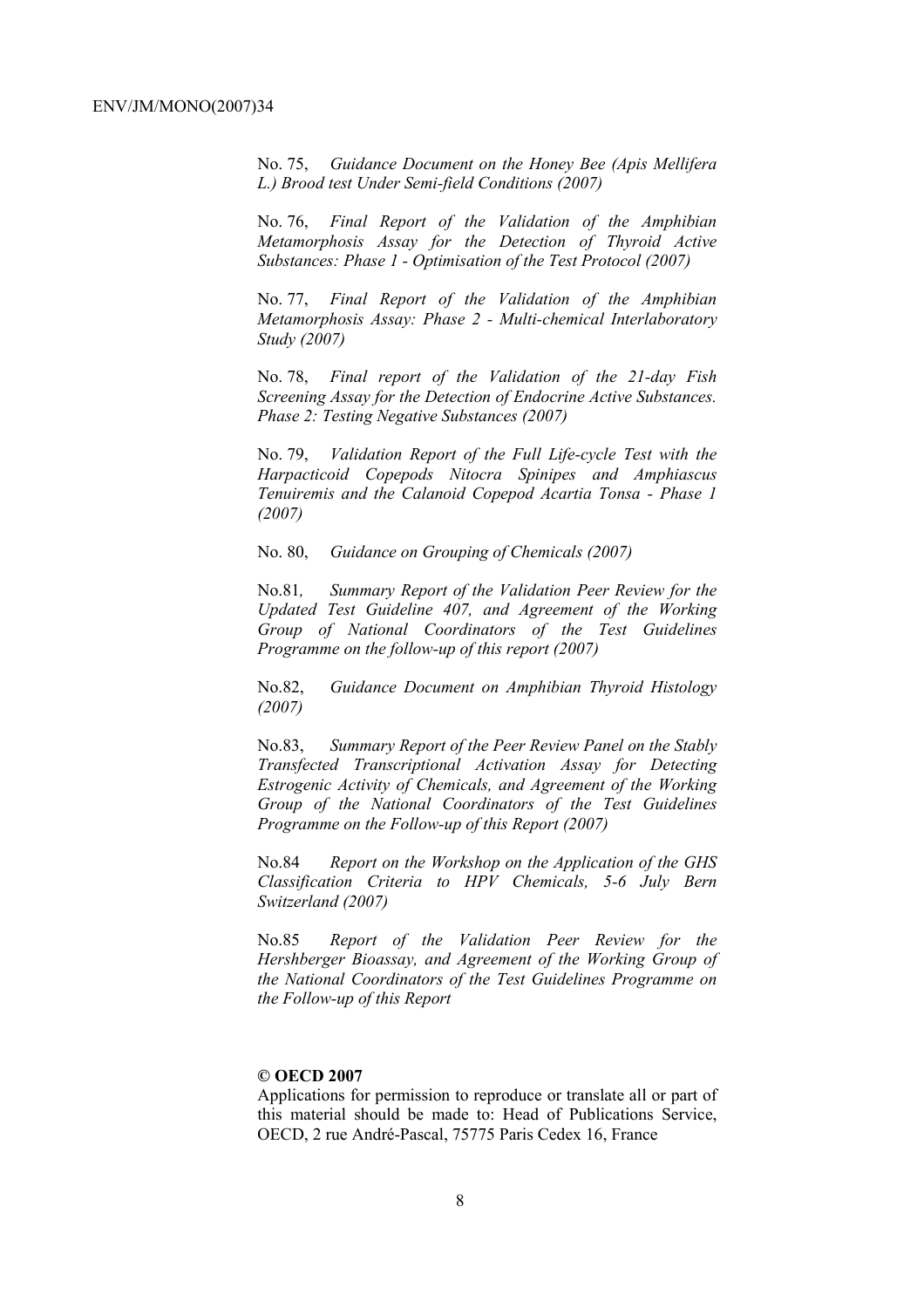No. 75, *Guidance Document on the Honey Bee (Apis Mellifera L.) Brood test Under Semi-field Conditions (2007)*

No. 76, *Final Report of the Validation of the Amphibian Metamorphosis Assay for the Detection of Thyroid Active Substances: Phase 1 - Optimisation of the Test Protocol (2007)*

No. 77, *Final Report of the Validation of the Amphibian Metamorphosis Assay: Phase 2 - Multi-chemical Interlaboratory Study (2007)*

No. 78, *Final report of the Validation of the 21-day Fish Screening Assay for the Detection of Endocrine Active Substances. Phase 2: Testing Negative Substances (2007)*

No. 79, *Validation Report of the Full Life-cycle Test with the Harpacticoid Copepods Nitocra Spinipes and Amphiascus Tenuiremis and the Calanoid Copepod Acartia Tonsa - Phase 1 (2007)*

No. 80, *Guidance on Grouping of Chemicals (2007)*

No.81, *Summary Report of the Validation Peer Review for the Updated Test Guideline 407, and Agreement of the Working Group of National Coordinators of the Test Guidelines Programme on the follow-up of this report (2007)*

No.82, *Guidance Document on Amphibian Thyroid Histology (2007)*

No.83, *Summary Report of the Peer Review Panel on the Stably Transfected Transcriptional Activation Assay for Detecting Estrogenic Activity of Chemicals, and Agreement of the Working Group of the National Coordinators of the Test Guidelines Programme on the Follow-up of this Report (2007)*

No.84 *Report on the Workshop on the Application of the GHS Classification Criteria to HPV Chemicals, 5-6 July Bern Switzerland (2007)*

No.85 *Report of the Validation Peer Review for the Hershberger Bioassay, and Agreement of the Working Group of the National Coordinators of the Test Guidelines Programme on the Follow-up of this Report*

**© OECD 2007**

Applications for permission to reproduce or translate all or part of this material should be made to: Head of Publications Service, OECD, 2 rue André-Pascal, 75775 Paris Cedex 16, France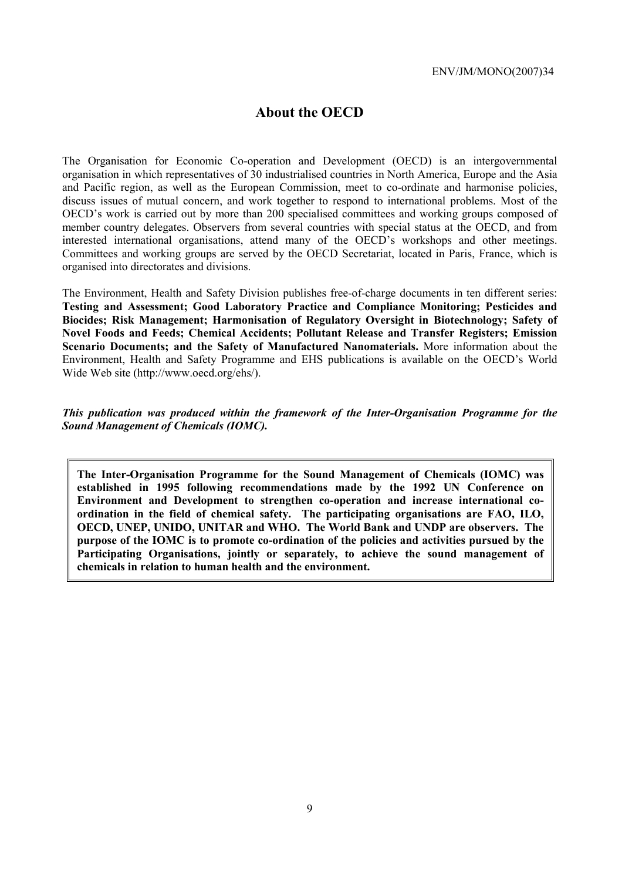# About the OECD

The Organisation for Economic Co-operation and Development (OECD) is an intergovernmental organisation in which representatives of 30 industrialised countries in North America, Europe and the Asia and Pacific region, as well as the European Commission, meet to co-ordinate and harmonise policies, discuss issues of mutual concern, and work together to respond to international problems. Most of the OECD's work is carried out by more than 200 specialised committees and working groups composed of member country delegates. Observers from several countries with special status at the OECD, and from interested international organisations, attend many of the OECD's workshops and other meetings. Committees and working groups are served by the OECD Secretariat, located in Paris, France, which is organised into directorates and divisions.

The Environment, Health and Safety Division publishes free-of-charge documents in ten different series: **Testing and Assessment; Good Laboratory Practice and Compliance Monitoring; Pesticides and Biocides; Risk Management; Harmonisation of Regulatory Oversight in Biotechnology; Safety of Novel Foods and Feeds; Chemical Accidents; Pollutant Release and Transfer Registers; Emission Scenario Documents; and the Safety of Manufactured Nanomaterials.** More information about the Environment, Health and Safety Programme and EHS publications is available on the OECD's World Wide Web site (http://www.oecd.org/ehs/).

***This publication was produced within the framework of the Inter-Organisation Programme for the Sound Management of Chemicals (IOMC).***

**The Inter-Organisation Programme for the Sound Management of Chemicals (IOMC) was established in 1995 following recommendations made by the 1992 UN Conference on Environment and Development to strengthen co-operation and increase international co-ordination in the field of chemical safety. The participating organisations are FAO, ILO, OECD, UNEP, UNIDO, UNITAR and WHO. The World Bank and UNDP are observers. The purpose of the IOMC is to promote co-ordination of the policies and activities pursued by the Participating Organisations, jointly or separately, to achieve the sound management of chemicals in relation to human health and the environment.**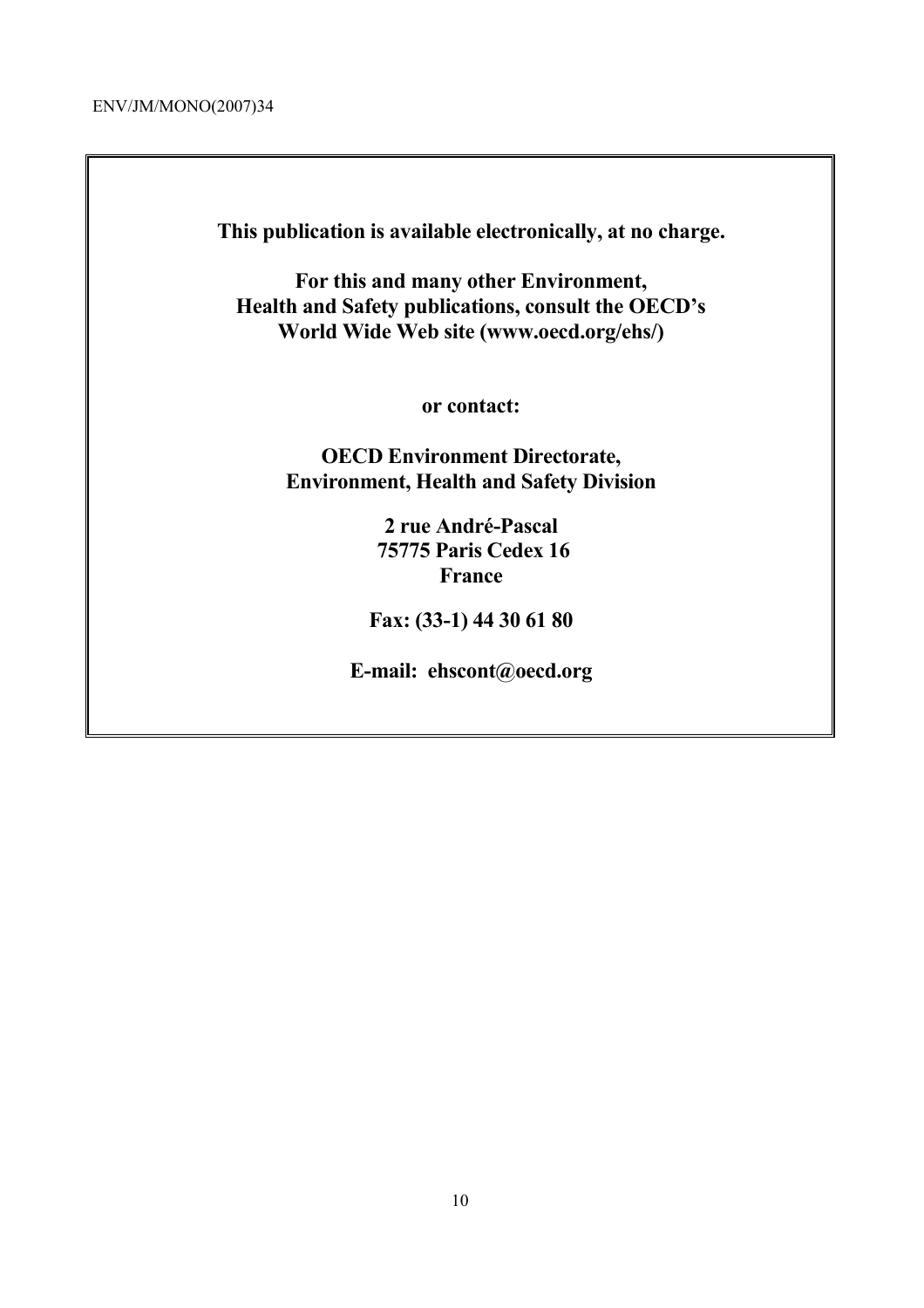**This publication is available electronically, at no charge.**

**For this and many other Environment, Health and Safety publications, consult the OECD's World Wide Web site (www.oecd.org/ehs/)**

**or contact:**

**OECD Environment Directorate, Environment, Health and Safety Division**

**2 rue André-Pascal
75775 Paris Cedex 16
France**

**Fax: (33-1) 44 30 61 80**

**E-mail: ehscont@oecd.org**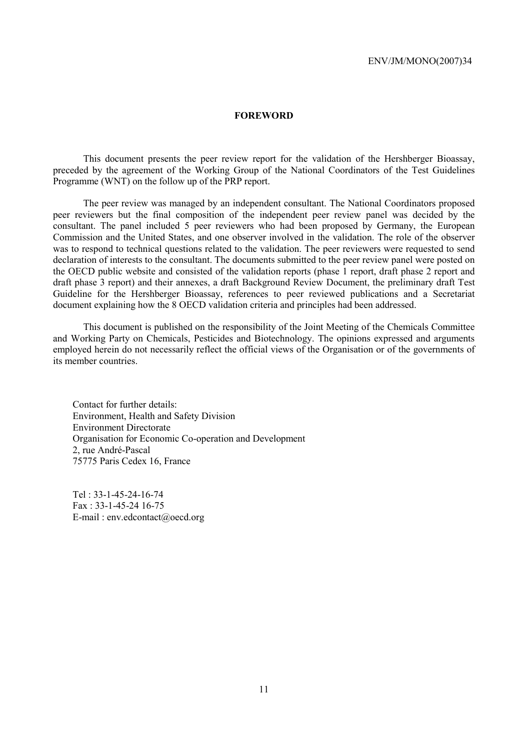# FOREWORD

This document presents the peer review report for the validation of the Hershberger Bioassay, preceded by the agreement of the Working Group of the National Coordinators of the Test Guidelines Programme (WNT) on the follow up of the PRP report.

The peer review was managed by an independent consultant. The National Coordinators proposed peer reviewers but the final composition of the independent peer review panel was decided by the consultant. The panel included 5 peer reviewers who had been proposed by Germany, the European Commission and the United States, and one observer involved in the validation. The role of the observer was to respond to technical questions related to the validation. The peer reviewers were requested to send declaration of interests to the consultant. The documents submitted to the peer review panel were posted on the OECD public website and consisted of the validation reports (phase 1 report, draft phase 2 report and draft phase 3 report) and their annexes, a draft Background Review Document, the preliminary draft Test Guideline for the Hershberger Bioassay, references to peer reviewed publications and a Secretariat document explaining how the 8 OECD validation criteria and principles had been addressed.

This document is published on the responsibility of the Joint Meeting of the Chemicals Committee and Working Party on Chemicals, Pesticides and Biotechnology. The opinions expressed and arguments employed herein do not necessarily reflect the official views of the Organisation or of the governments of its member countries.

Contact for further details:
Environment, Health and Safety Division
Environment Directorate
Organisation for Economic Co-operation and Development
2, rue André-Pascal
75775 Paris Cedex 16, France

Tel : 33-1-45-24-16-74
Fax : 33-1-45-24 16-75
E-mail : env.edcontact@oecd.org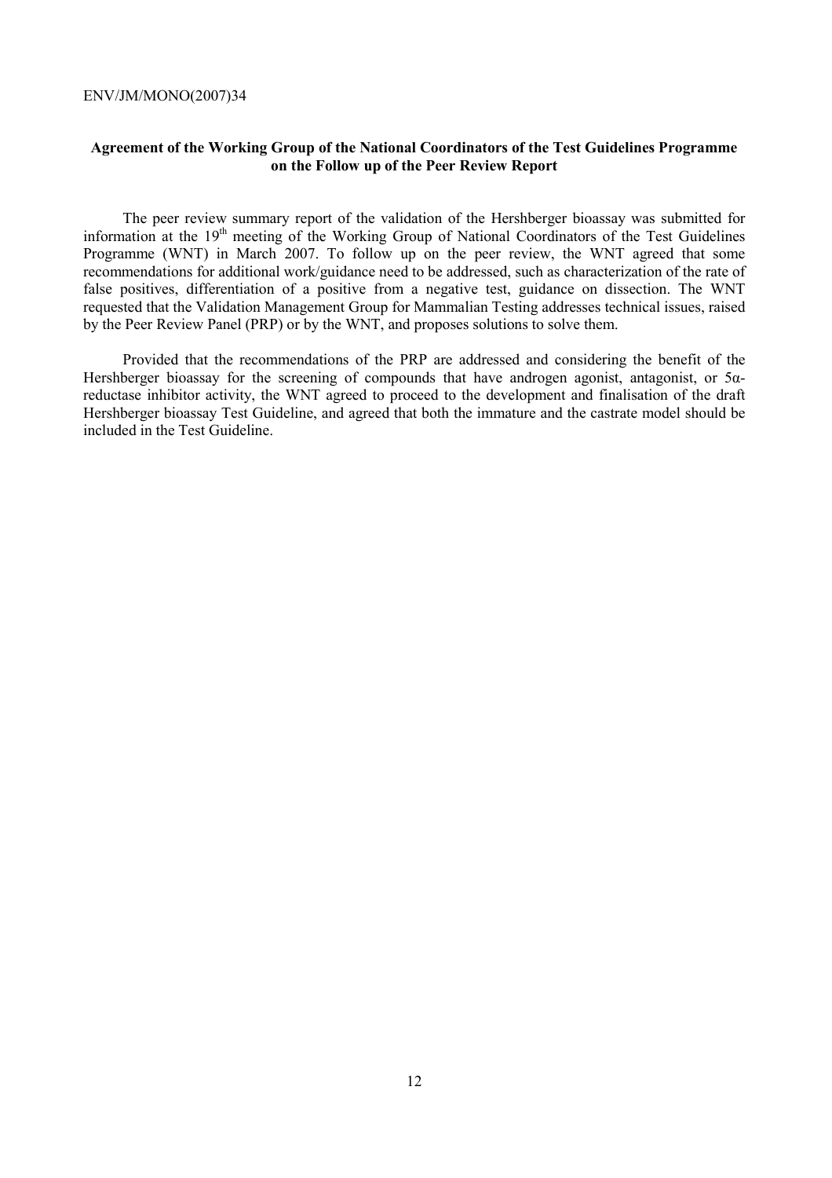**Agreement of the Working Group of the National Coordinators of the Test Guidelines Programme on the Follow up of the Peer Review Report**

The peer review summary report of the validation of the Hershberger bioassay was submitted for information at the 19[th] meeting of the Working Group of National Coordinators of the Test Guidelines Programme (WNT) in March 2007. To follow up on the peer review, the WNT agreed that some recommendations for additional work/guidance need to be addressed, such as characterization of the rate of false positives, differentiation of a positive from a negative test, guidance on dissection. The WNT requested that the Validation Management Group for Mammalian Testing addresses technical issues, raised by the Peer Review Panel (PRP) or by the WNT, and proposes solutions to solve them.

Provided that the recommendations of the PRP are addressed and considering the benefit of the Hershberger bioassay for the screening of compounds that have androgen agonist, antagonist, or 5α-reductase inhibitor activity, the WNT agreed to proceed to the development and finalisation of the draft Hershberger bioassay Test Guideline, and agreed that both the immature and the castrate model should be included in the Test Guideline.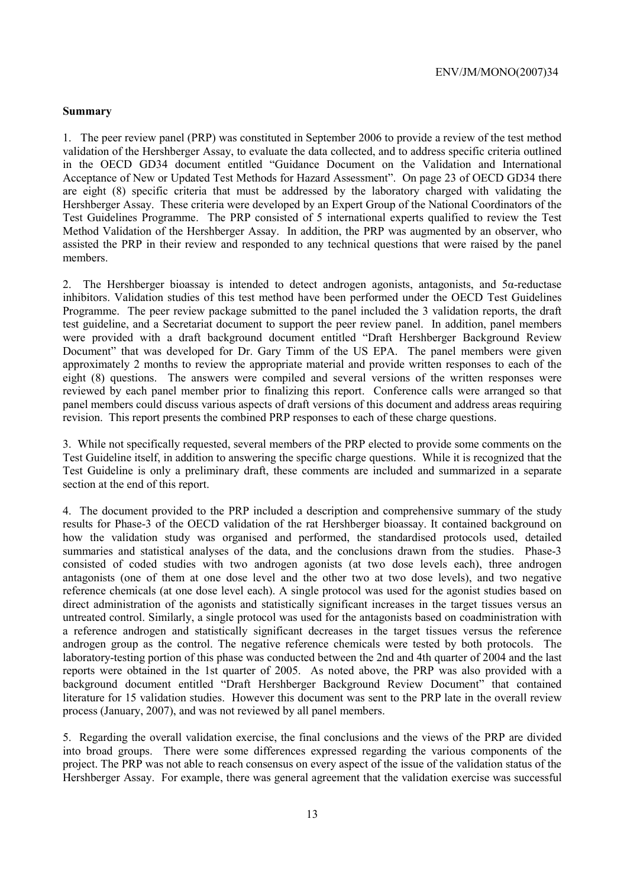**Summary**

1. The peer review panel (PRP) was constituted in September 2006 to provide a review of the test method validation of the Hershberger Assay, to evaluate the data collected, and to address specific criteria outlined in the OECD GD34 document entitled "Guidance Document on the Validation and International Acceptance of New or Updated Test Methods for Hazard Assessment". On page 23 of OECD GD34 there are eight (8) specific criteria that must be addressed by the laboratory charged with validating the Hershberger Assay. These criteria were developed by an Expert Group of the National Coordinators of the Test Guidelines Programme. The PRP consisted of 5 international experts qualified to review the Test Method Validation of the Hershberger Assay. In addition, the PRP was augmented by an observer, who assisted the PRP in their review and responded to any technical questions that were raised by the panel members.

2. The Hershberger bioassay is intended to detect androgen agonists, antagonists, and 5α-reductase inhibitors. Validation studies of this test method have been performed under the OECD Test Guidelines Programme. The peer review package submitted to the panel included the 3 validation reports, the draft test guideline, and a Secretariat document to support the peer review panel. In addition, panel members were provided with a draft background document entitled "Draft Hershberger Background Review Document" that was developed for Dr. Gary Timm of the US EPA. The panel members were given approximately 2 months to review the appropriate material and provide written responses to each of the eight (8) questions. The answers were compiled and several versions of the written responses were reviewed by each panel member prior to finalizing this report. Conference calls were arranged so that panel members could discuss various aspects of draft versions of this document and address areas requiring revision. This report presents the combined PRP responses to each of these charge questions.

3. While not specifically requested, several members of the PRP elected to provide some comments on the Test Guideline itself, in addition to answering the specific charge questions. While it is recognized that the Test Guideline is only a preliminary draft, these comments are included and summarized in a separate section at the end of this report.

4. The document provided to the PRP included a description and comprehensive summary of the study results for Phase-3 of the OECD validation of the rat Hershberger bioassay. It contained background on how the validation study was organised and performed, the standardised protocols used, detailed summaries and statistical analyses of the data, and the conclusions drawn from the studies. Phase-3 consisted of coded studies with two androgen agonists (at two dose levels each), three androgen antagonists (one of them at one dose level and the other two at two dose levels), and two negative reference chemicals (at one dose level each). A single protocol was used for the agonist studies based on direct administration of the agonists and statistically significant increases in the target tissues versus an untreated control. Similarly, a single protocol was used for the antagonists based on coadministration with a reference androgen and statistically significant decreases in the target tissues versus the reference androgen group as the control. The negative reference chemicals were tested by both protocols. The laboratory-testing portion of this phase was conducted between the 2nd and 4th quarter of 2004 and the last reports were obtained in the 1st quarter of 2005. As noted above, the PRP was also provided with a background document entitled "Draft Hershberger Background Review Document" that contained literature for 15 validation studies. However this document was sent to the PRP late in the overall review process (January, 2007), and was not reviewed by all panel members.

5. Regarding the overall validation exercise, the final conclusions and the views of the PRP are divided into broad groups. There were some differences expressed regarding the various components of the project. The PRP was not able to reach consensus on every aspect of the issue of the validation status of the Hershberger Assay. For example, there was general agreement that the validation exercise was successful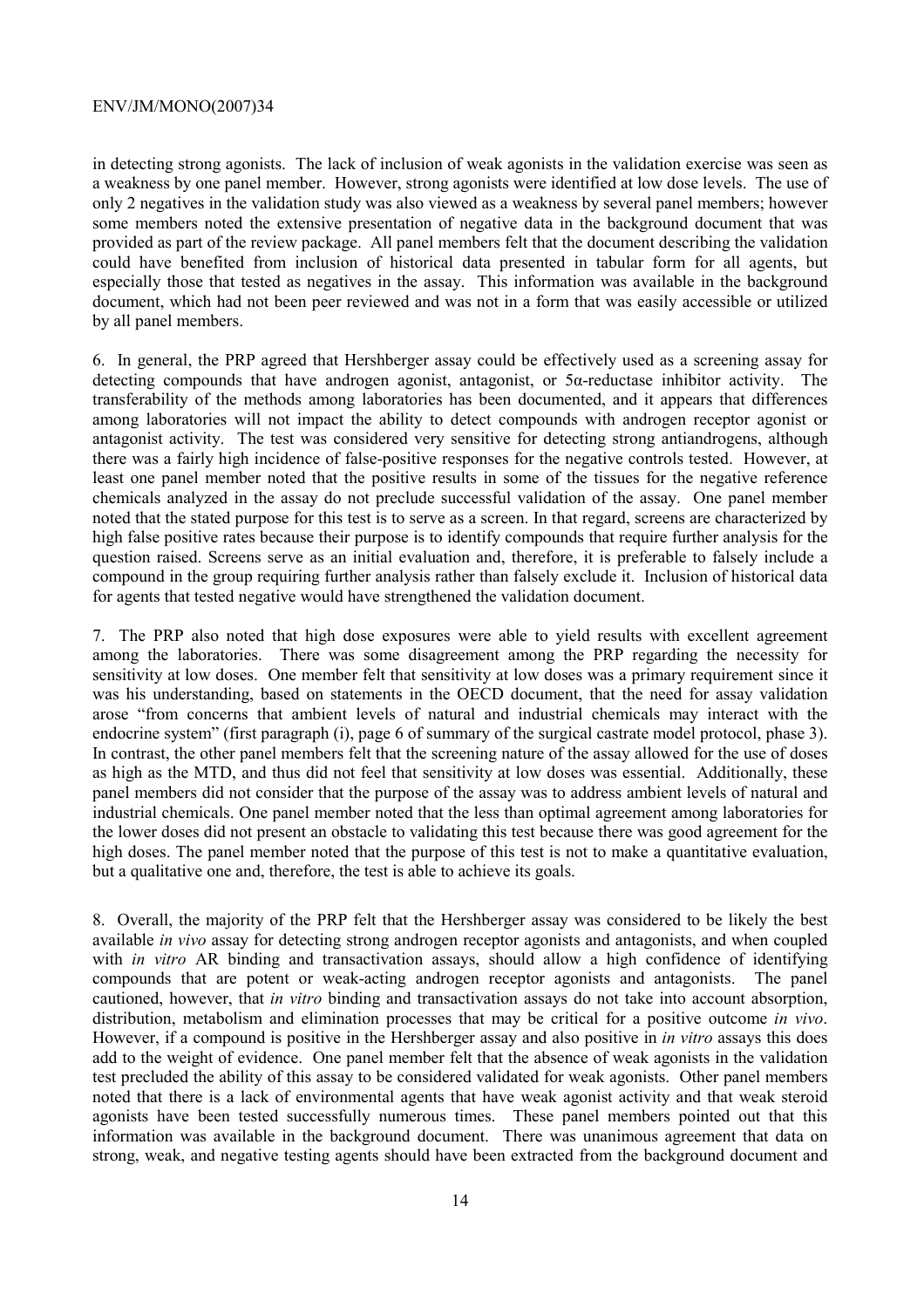in detecting strong agonists. The lack of inclusion of weak agonists in the validation exercise was seen as a weakness by one panel member. However, strong agonists were identified at low dose levels. The use of only 2 negatives in the validation study was also viewed as a weakness by several panel members; however some members noted the extensive presentation of negative data in the background document that was provided as part of the review package. All panel members felt that the document describing the validation could have benefited from inclusion of historical data presented in tabular form for all agents, but especially those that tested as negatives in the assay. This information was available in the background document, which had not been peer reviewed and was not in a form that was easily accessible or utilized by all panel members.

6. In general, the PRP agreed that Hershberger assay could be effectively used as a screening assay for detecting compounds that have androgen agonist, antagonist, or 5α-reductase inhibitor activity. The transferability of the methods among laboratories has been documented, and it appears that differences among laboratories will not impact the ability to detect compounds with androgen receptor agonist or antagonist activity. The test was considered very sensitive for detecting strong antiandrogens, although there was a fairly high incidence of false-positive responses for the negative controls tested. However, at least one panel member noted that the positive results in some of the tissues for the negative reference chemicals analyzed in the assay do not preclude successful validation of the assay. One panel member noted that the stated purpose for this test is to serve as a screen. In that regard, screens are characterized by high false positive rates because their purpose is to identify compounds that require further analysis for the question raised. Screens serve as an initial evaluation and, therefore, it is preferable to falsely include a compound in the group requiring further analysis rather than falsely exclude it. Inclusion of historical data for agents that tested negative would have strengthened the validation document.

7. The PRP also noted that high dose exposures were able to yield results with excellent agreement among the laboratories. There was some disagreement among the PRP regarding the necessity for sensitivity at low doses. One member felt that sensitivity at low doses was a primary requirement since it was his understanding, based on statements in the OECD document, that the need for assay validation arose "from concerns that ambient levels of natural and industrial chemicals may interact with the endocrine system" (first paragraph (i), page 6 of summary of the surgical castrate model protocol, phase 3). In contrast, the other panel members felt that the screening nature of the assay allowed for the use of doses as high as the MTD, and thus did not feel that sensitivity at low doses was essential. Additionally, these panel members did not consider that the purpose of the assay was to address ambient levels of natural and industrial chemicals. One panel member noted that the less than optimal agreement among laboratories for the lower doses did not present an obstacle to validating this test because there was good agreement for the high doses. The panel member noted that the purpose of this test is not to make a quantitative evaluation, but a qualitative one and, therefore, the test is able to achieve its goals.

8. Overall, the majority of the PRP felt that the Hershberger assay was considered to be likely the best available *in vivo* assay for detecting strong androgen receptor agonists and antagonists, and when coupled with *in vitro* AR binding and transactivation assays, should allow a high confidence of identifying compounds that are potent or weak-acting androgen receptor agonists and antagonists. The panel cautioned, however, that *in vitro* binding and transactivation assays do not take into account absorption, distribution, metabolism and elimination processes that may be critical for a positive outcome *in vivo*. However, if a compound is positive in the Hershberger assay and also positive in *in vitro* assays this does add to the weight of evidence. One panel member felt that the absence of weak agonists in the validation test precluded the ability of this assay to be considered validated for weak agonists. Other panel members noted that there is a lack of environmental agents that have weak agonist activity and that weak steroid agonists have been tested successfully numerous times. These panel members pointed out that this information was available in the background document. There was unanimous agreement that data on strong, weak, and negative testing agents should have been extracted from the background document and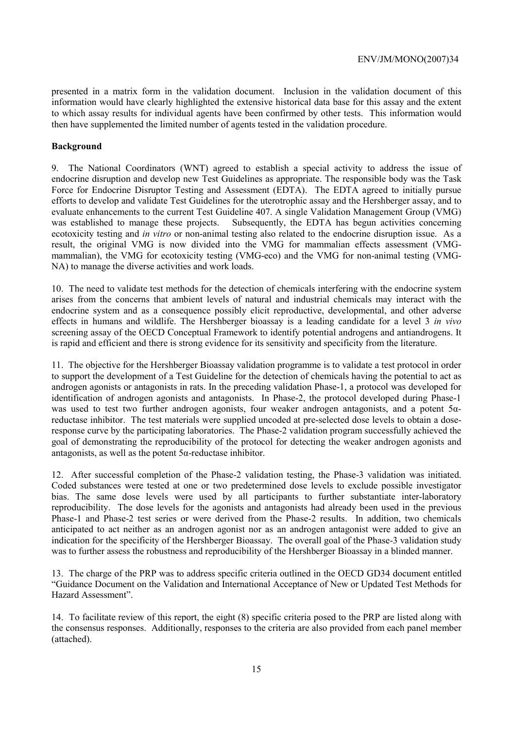presented in a matrix form in the validation document. Inclusion in the validation document of this information would have clearly highlighted the extensive historical data base for this assay and the extent to which assay results for individual agents have been confirmed by other tests. This information would then have supplemented the limited number of agents tested in the validation procedure.

**Background**

9. The National Coordinators (WNT) agreed to establish a special activity to address the issue of endocrine disruption and develop new Test Guidelines as appropriate. The responsible body was the Task Force for Endocrine Disruptor Testing and Assessment (EDTA). The EDTA agreed to initially pursue efforts to develop and validate Test Guidelines for the uterotrophic assay and the Hershberger assay, and to evaluate enhancements to the current Test Guideline 407. A single Validation Management Group (VMG) was established to manage these projects. Subsequently, the EDTA has begun activities concerning ecotoxicity testing and *in vitro* or non-animal testing also related to the endocrine disruption issue. As a result, the original VMG is now divided into the VMG for mammalian effects assessment (VMG-mammalian), the VMG for ecotoxicity testing (VMG-eco) and the VMG for non-animal testing (VMG-NA) to manage the diverse activities and work loads.

10. The need to validate test methods for the detection of chemicals interfering with the endocrine system arises from the concerns that ambient levels of natural and industrial chemicals may interact with the endocrine system and as a consequence possibly elicit reproductive, developmental, and other adverse effects in humans and wildlife. The Hershberger bioassay is a leading candidate for a level 3 *in vivo* screening assay of the OECD Conceptual Framework to identify potential androgens and antiandrogens. It is rapid and efficient and there is strong evidence for its sensitivity and specificity from the literature.

11. The objective for the Hershberger Bioassay validation programme is to validate a test protocol in order to support the development of a Test Guideline for the detection of chemicals having the potential to act as androgen agonists or antagonists in rats. In the preceding validation Phase-1, a protocol was developed for identification of androgen agonists and antagonists. In Phase-2, the protocol developed during Phase-1 was used to test two further androgen agonists, four weaker androgen antagonists, and a potent 5α-reductase inhibitor. The test materials were supplied uncoded at pre-selected dose levels to obtain a dose-response curve by the participating laboratories. The Phase-2 validation program successfully achieved the goal of demonstrating the reproducibility of the protocol for detecting the weaker androgen agonists and antagonists, as well as the potent 5α-reductase inhibitor.

12. After successful completion of the Phase-2 validation testing, the Phase-3 validation was initiated. Coded substances were tested at one or two predetermined dose levels to exclude possible investigator bias. The same dose levels were used by all participants to further substantiate inter-laboratory reproducibility. The dose levels for the agonists and antagonists had already been used in the previous Phase-1 and Phase-2 test series or were derived from the Phase-2 results. In addition, two chemicals anticipated to act neither as an androgen agonist nor as an androgen antagonist were added to give an indication for the specificity of the Hershberger Bioassay. The overall goal of the Phase-3 validation study was to further assess the robustness and reproducibility of the Hershberger Bioassay in a blinded manner.

13. The charge of the PRP was to address specific criteria outlined in the OECD GD34 document entitled "Guidance Document on the Validation and International Acceptance of New or Updated Test Methods for Hazard Assessment".

14. To facilitate review of this report, the eight (8) specific criteria posed to the PRP are listed along with the consensus responses. Additionally, responses to the criteria are also provided from each panel member (attached).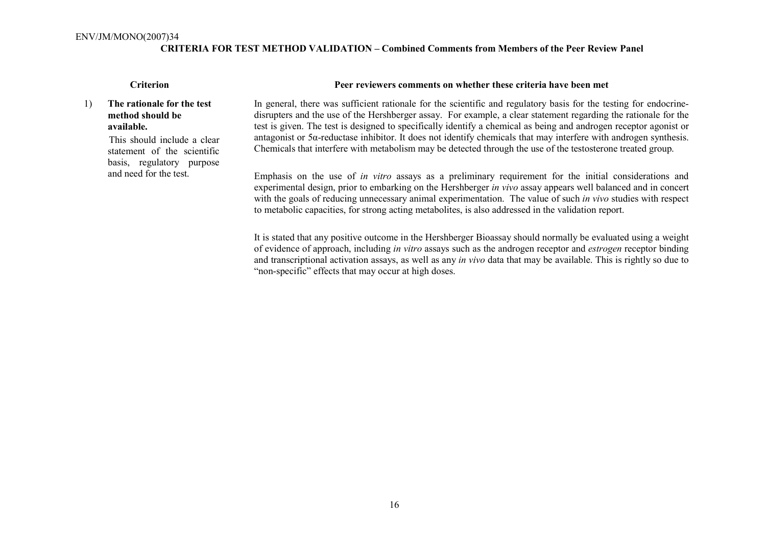**CRITERIA FOR TEST METHOD VALIDATION – Combined Comments from Members of the Peer Review Panel**

| Criterion | Peer reviewers comments on whether these criteria have been met |
|---|---|
| 1) **The rationale for the test method should be available.** This should include a clear statement of the scientific basis, regulatory purpose and need for the test. | In general, there was sufficient rationale for the scientific and regulatory basis for the testing for endocrine-disrupters and the use of the Hershberger assay. For example, a clear statement regarding the rationale for the test is given. The test is designed to specifically identify a chemical as being and androgen receptor agonist or antagonist or 5α-reductase inhibitor. It does not identify chemicals that may interfere with androgen synthesis. Chemicals that interfere with metabolism may be detected through the use of the testosterone treated group.<br><br>Emphasis on the use of *in vitro* assays as a preliminary requirement for the initial considerations and experimental design, prior to embarking on the Hershberger *in vivo* assay appears well balanced and in concert with the goals of reducing unnecessary animal experimentation. The value of such *in vivo* studies with respect to metabolic capacities, for strong acting metabolites, is also addressed in the validation report.<br><br>It is stated that any positive outcome in the Hershberger Bioassay should normally be evaluated using a weight of evidence of approach, including *in vitro* assays such as the androgen receptor and *estrogen* receptor binding and transcriptional activation assays, as well as any *in vivo* data that may be available. This is rightly so due to "non-specific" effects that may occur at high doses. |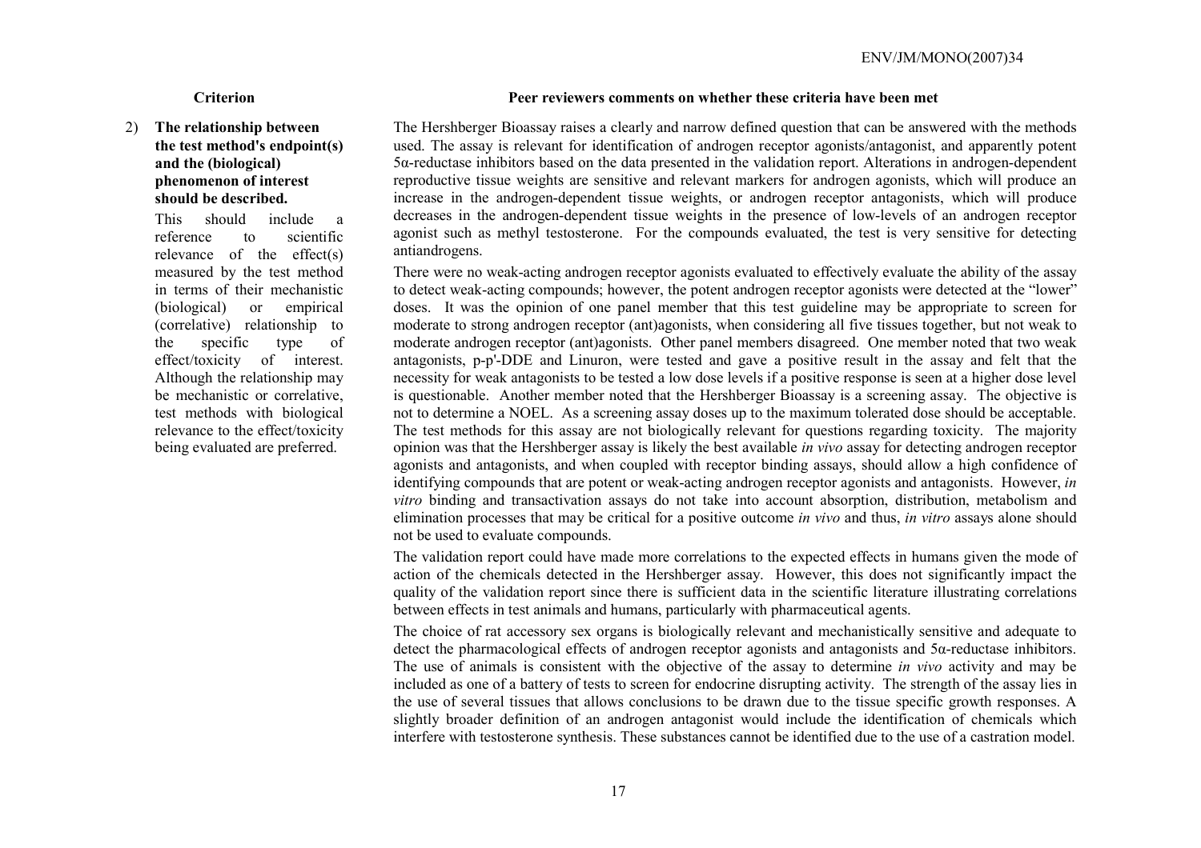| Criterion | Peer reviewers comments on whether these criteria have been met |
|---|---|
| 2) **The relationship between the test method's endpoint(s) and the (biological) phenomenon of interest should be described.** This should include a reference to scientific relevance of the effect(s) measured by the test method in terms of their mechanistic (biological) or empirical (correlative) relationship to the specific type of effect/toxicity of interest. Although the relationship may be mechanistic or correlative, test methods with biological relevance to the effect/toxicity being evaluated are preferred. | The Hershberger Bioassay raises a clearly and narrow defined question that can be answered with the methods used. The assay is relevant for identification of androgen receptor agonists/antagonist, and apparently potent 5α-reductase inhibitors based on the data presented in the validation report. Alterations in androgen-dependent reproductive tissue weights are sensitive and relevant markers for androgen agonists, which will produce an increase in the androgen-dependent tissue weights, or androgen receptor antagonists, which will produce decreases in the androgen-dependent tissue weights in the presence of low-levels of an androgen receptor agonist such as methyl testosterone. For the compounds evaluated, the test is very sensitive for detecting antiandrogens.<br><br>There were no weak-acting androgen receptor agonists evaluated to effectively evaluate the ability of the assay to detect weak-acting compounds; however, the potent androgen receptor agonists were detected at the "lower" doses. It was the opinion of one panel member that this test guideline may be appropriate to screen for moderate to strong androgen receptor (ant)agonists, when considering all five tissues together, but not weak to moderate androgen receptor (ant)agonists. Other panel members disagreed. One member noted that two weak antagonists, p-p'-DDE and Linuron, were tested and gave a positive result in the assay and felt that the necessity for weak antagonists to be tested a low dose levels if a positive response is seen at a higher dose level is questionable. Another member noted that the Hershberger Bioassay is a screening assay. The objective is not to determine a NOEL. As a screening assay doses up to the maximum tolerated dose should be acceptable. The test methods for this assay are not biologically relevant for questions regarding toxicity. The majority opinion was that the Hershberger assay is likely the best available *in vivo* assay for detecting androgen receptor agonists and antagonists, and when coupled with receptor binding assays, should allow a high confidence of identifying compounds that are potent or weak-acting androgen receptor agonists and antagonists. However, *in vitro* binding and transactivation assays do not take into account absorption, distribution, metabolism and elimination processes that may be critical for a positive outcome *in vivo* and thus, *in vitro* assays alone should not be used to evaluate compounds.<br><br>The validation report could have made more correlations to the expected effects in humans given the mode of action of the chemicals detected in the Hershberger assay. However, this does not significantly impact the quality of the validation report since there is sufficient data in the scientific literature illustrating correlations between effects in test animals and humans, particularly with pharmaceutical agents.<br><br>The choice of rat accessory sex organs is biologically relevant and mechanistically sensitive and adequate to detect the pharmacological effects of androgen receptor agonists and antagonists and 5α-reductase inhibitors. The use of animals is consistent with the objective of the assay to determine *in vivo* activity and may be included as one of a battery of tests to screen for endocrine disrupting activity. The strength of the assay lies in the use of several tissues that allows conclusions to be drawn due to the tissue specific growth responses. A slightly broader definition of an androgen antagonist would include the identification of chemicals which interfere with testosterone synthesis. These substances cannot be identified due to the use of a castration model. |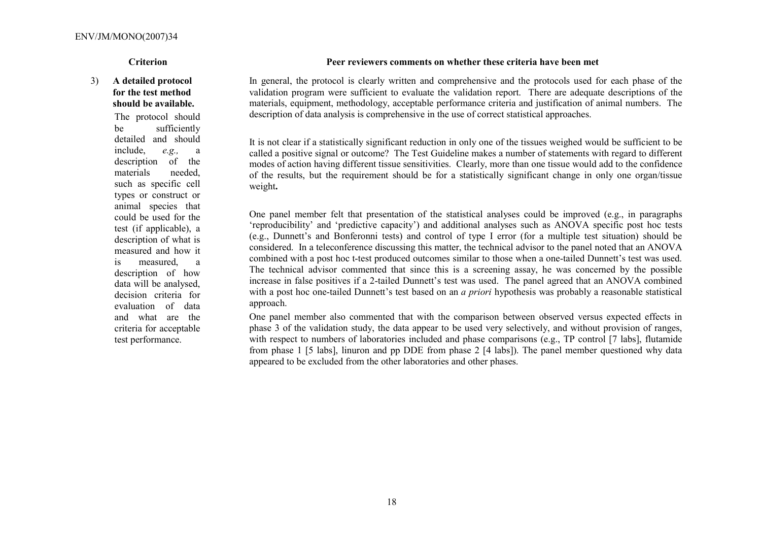| Criterion | Peer reviewers comments on whether these criteria have been met |
|---|---|
| 3) **A detailed protocol for the test method should be available.** The protocol should be sufficiently detailed and should include, *e.g.,* a description of the materials needed, such as specific cell types or construct or animal species that could be used for the test (if applicable), a description of what is measured and how it is measured, a description of how data will be analysed, decision criteria for evaluation of data and what are the criteria for acceptable test performance. | In general, the protocol is clearly written and comprehensive and the protocols used for each phase of the validation program were sufficient to evaluate the validation report. There are adequate descriptions of the materials, equipment, methodology, acceptable performance criteria and justification of animal numbers. The description of data analysis is comprehensive in the use of correct statistical approaches.<br><br>It is not clear if a statistically significant reduction in only one of the tissues weighed would be sufficient to be called a positive signal or outcome? The Test Guideline makes a number of statements with regard to different modes of action having different tissue sensitivities. Clearly, more than one tissue would add to the confidence of the results, but the requirement should be for a statistically significant change in only one organ/tissue weight**.**<br><br>One panel member felt that presentation of the statistical analyses could be improved (e.g., in paragraphs 'reproducibility' and 'predictive capacity') and additional analyses such as ANOVA specific post hoc tests (e.g., Dunnett's and Bonferonni tests) and control of type I error (for a multiple test situation) should be considered. In a teleconference discussing this matter, the technical advisor to the panel noted that an ANOVA combined with a post hoc t-test produced outcomes similar to those when a one-tailed Dunnett's test was used. The technical advisor commented that since this is a screening assay, he was concerned by the possible increase in false positives if a 2-tailed Dunnett's test was used. The panel agreed that an ANOVA combined with a post hoc one-tailed Dunnett's test based on an *a priori* hypothesis was probably a reasonable statistical approach.<br><br>One panel member also commented that with the comparison between observed versus expected effects in phase 3 of the validation study, the data appear to be used very selectively, and without provision of ranges, with respect to numbers of laboratories included and phase comparisons (e.g., TP control [7 labs], flutamide from phase 1 [5 labs], linuron and pp DDE from phase 2 [4 labs]). The panel member questioned why data appeared to be excluded from the other laboratories and other phases. |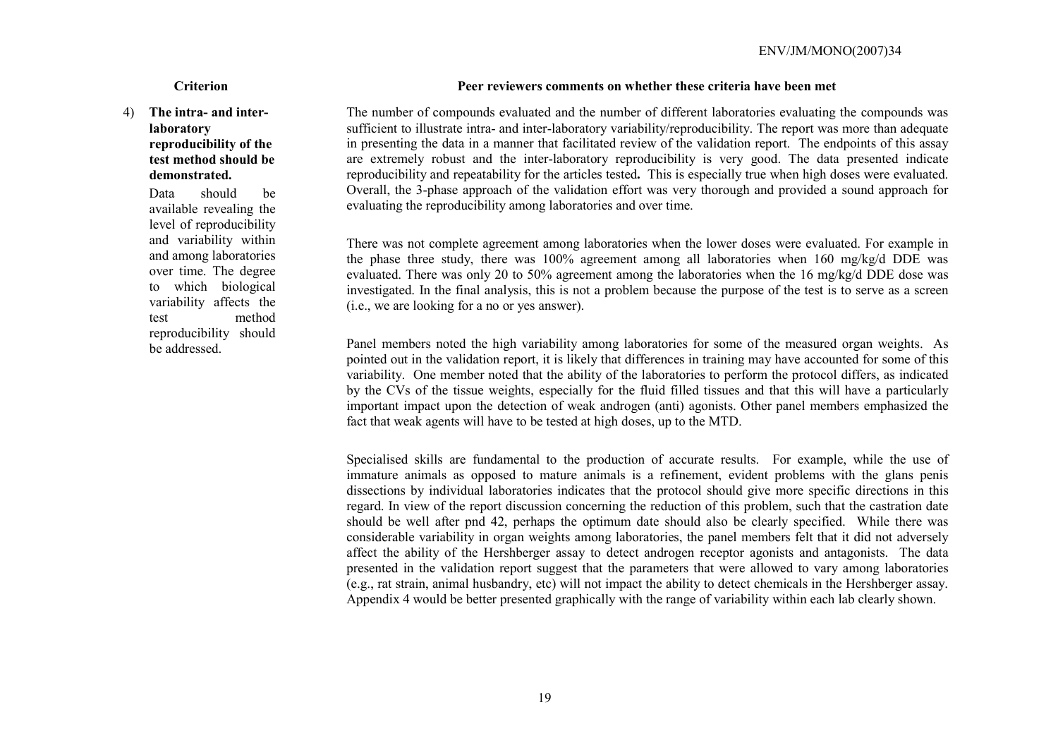| Criterion | Peer reviewers comments on whether these criteria have been met |
|---|---|
| 4) **The intra- and inter-laboratory reproducibility of the test method should be demonstrated.** Data should be available revealing the level of reproducibility and variability within and among laboratories over time. The degree to which biological variability affects the test method reproducibility should be addressed. | The number of compounds evaluated and the number of different laboratories evaluating the compounds was sufficient to illustrate intra- and inter-laboratory variability/reproducibility. The report was more than adequate in presenting the data in a manner that facilitated review of the validation report. The endpoints of this assay are extremely robust and the inter-laboratory reproducibility is very good. The data presented indicate reproducibility and repeatability for the articles tested**.** This is especially true when high doses were evaluated. Overall, the 3-phase approach of the validation effort was very thorough and provided a sound approach for evaluating the reproducibility among laboratories and over time.<br><br>There was not complete agreement among laboratories when the lower doses were evaluated. For example in the phase three study, there was 100% agreement among all laboratories when 160 mg/kg/d DDE was evaluated. There was only 20 to 50% agreement among the laboratories when the 16 mg/kg/d DDE dose was investigated. In the final analysis, this is not a problem because the purpose of the test is to serve as a screen (i.e., we are looking for a no or yes answer).<br><br>Panel members noted the high variability among laboratories for some of the measured organ weights. As pointed out in the validation report, it is likely that differences in training may have accounted for some of this variability. One member noted that the ability of the laboratories to perform the protocol differs, as indicated by the CVs of the tissue weights, especially for the fluid filled tissues and that this will have a particularly important impact upon the detection of weak androgen (anti) agonists. Other panel members emphasized the fact that weak agents will have to be tested at high doses, up to the MTD.<br><br>Specialised skills are fundamental to the production of accurate results. For example, while the use of immature animals as opposed to mature animals is a refinement, evident problems with the glans penis dissections by individual laboratories indicates that the protocol should give more specific directions in this regard. In view of the report discussion concerning the reduction of this problem, such that the castration date should be well after pnd 42, perhaps the optimum date should also be clearly specified. While there was considerable variability in organ weights among laboratories, the panel members felt that it did not adversely affect the ability of the Hershberger assay to detect androgen receptor agonists and antagonists. The data presented in the validation report suggest that the parameters that were allowed to vary among laboratories (e.g., rat strain, animal husbandry, etc) will not impact the ability to detect chemicals in the Hershberger assay. Appendix 4 would be better presented graphically with the range of variability within each lab clearly shown. |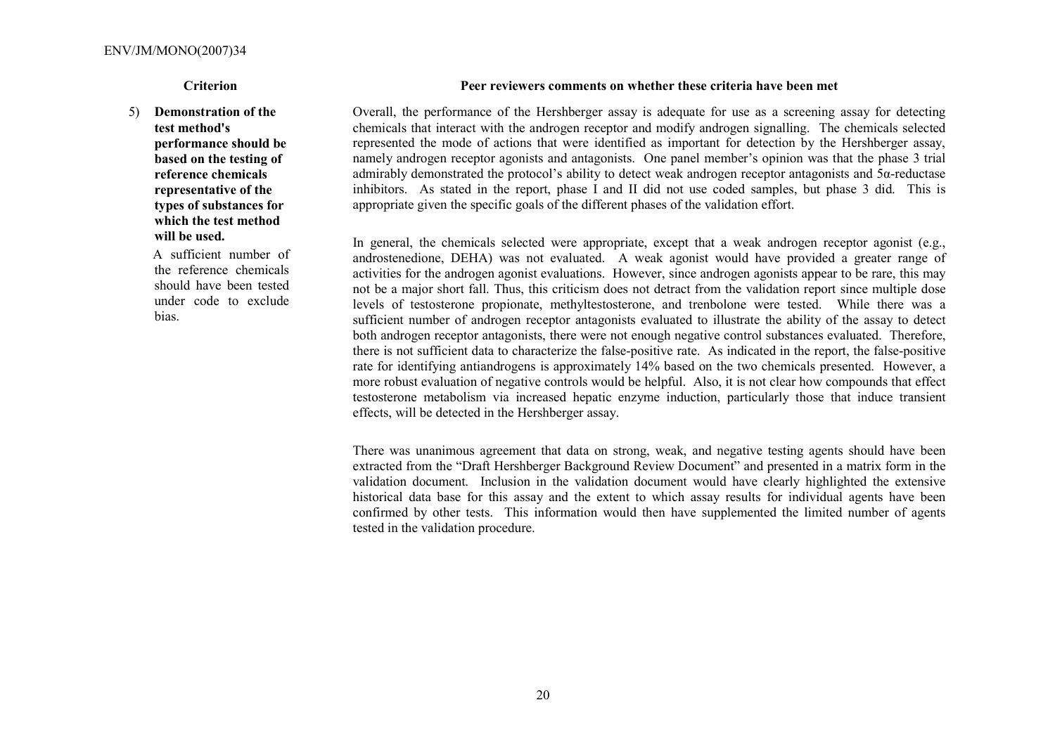| Criterion | Peer reviewers comments on whether these criteria have been met |
|---|---|
| 5) **Demonstration of the test method's performance should be based on the testing of reference chemicals representative of the types of substances for which the test method will be used.** <br><br> A sufficient number of the reference chemicals should have been tested under code to exclude bias. | Overall, the performance of the Hershberger assay is adequate for use as a screening assay for detecting chemicals that interact with the androgen receptor and modify androgen signalling. The chemicals selected represented the mode of actions that were identified as important for detection by the Hershberger assay, namely androgen receptor agonists and antagonists. One panel member's opinion was that the phase 3 trial admirably demonstrated the protocol's ability to detect weak androgen receptor antagonists and 5α-reductase inhibitors. As stated in the report, phase I and II did not use coded samples, but phase 3 did. This is appropriate given the specific goals of the different phases of the validation effort. <br><br> In general, the chemicals selected were appropriate, except that a weak androgen receptor agonist (e.g., androstenedione, DEHA) was not evaluated. A weak agonist would have provided a greater range of activities for the androgen agonist evaluations. However, since androgen agonists appear to be rare, this may not be a major short fall. Thus, this criticism does not detract from the validation report since multiple dose levels of testosterone propionate, methyltestosterone, and trenbolone were tested. While there was a sufficient number of androgen receptor antagonists evaluated to illustrate the ability of the assay to detect both androgen receptor antagonists, there were not enough negative control substances evaluated. Therefore, there is not sufficient data to characterize the false-positive rate. As indicated in the report, the false-positive rate for identifying antiandrogens is approximately 14% based on the two chemicals presented. However, a more robust evaluation of negative controls would be helpful. Also, it is not clear how compounds that effect testosterone metabolism via increased hepatic enzyme induction, particularly those that induce transient effects, will be detected in the Hershberger assay. <br><br> There was unanimous agreement that data on strong, weak, and negative testing agents should have been extracted from the "Draft Hershberger Background Review Document" and presented in a matrix form in the validation document. Inclusion in the validation document would have clearly highlighted the extensive historical data base for this assay and the extent to which assay results for individual agents have been confirmed by other tests. This information would then have supplemented the limited number of agents tested in the validation procedure. |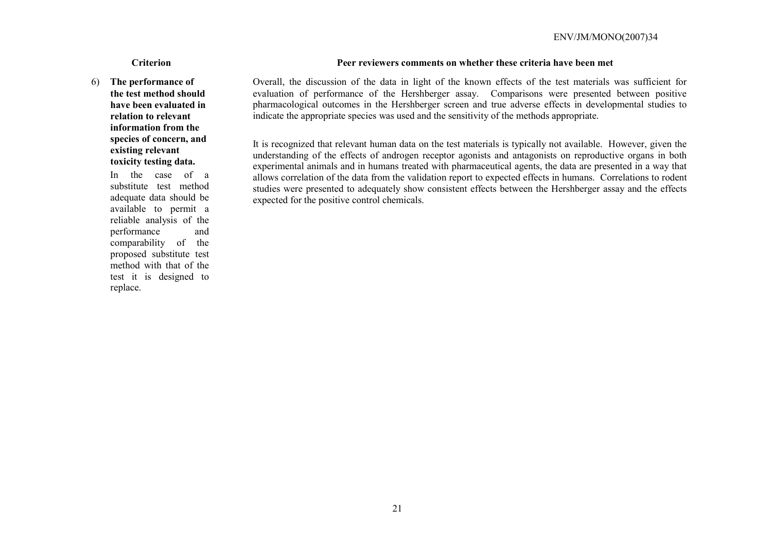| Criterion | Peer reviewers comments on whether these criteria have been met |
| --- | --- |
| 6) **The performance of the test method should have been evaluated in relation to relevant information from the species of concern, and existing relevant toxicity testing data.** In the case of a substitute test method adequate data should be available to permit a reliable analysis of the performance and comparability of the proposed substitute test method with that of the test it is designed to replace. | Overall, the discussion of the data in light of the known effects of the test materials was sufficient for evaluation of performance of the Hershberger assay. Comparisons were presented between positive pharmacological outcomes in the Hershberger screen and true adverse effects in developmental studies to indicate the appropriate species was used and the sensitivity of the methods appropriate.<br><br>It is recognized that relevant human data on the test materials is typically not available. However, given the understanding of the effects of androgen receptor agonists and antagonists on reproductive organs in both experimental animals and in humans treated with pharmaceutical agents, the data are presented in a way that allows correlation of the data from the validation report to expected effects in humans. Correlations to rodent studies were presented to adequately show consistent effects between the Hershberger assay and the effects expected for the positive control chemicals. |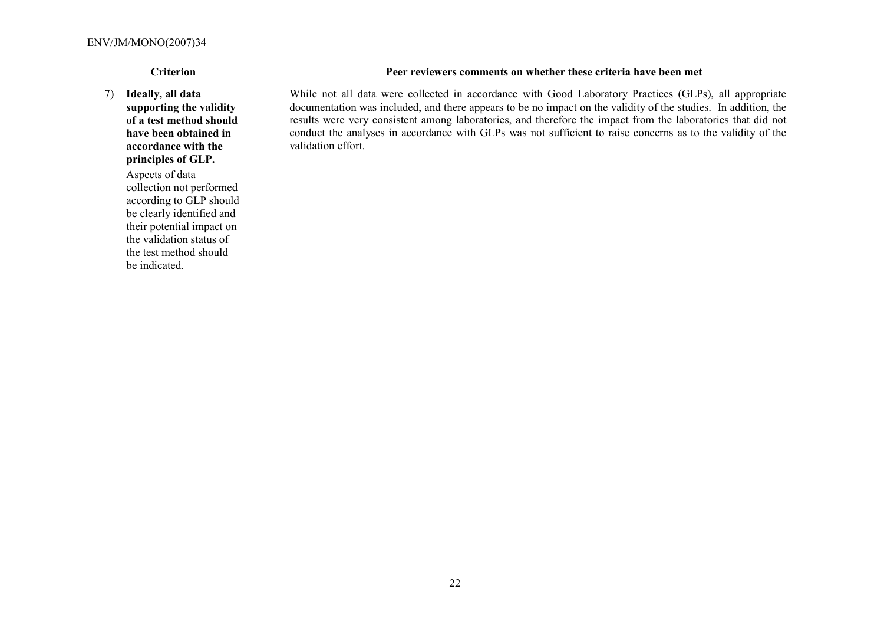| Criterion | Peer reviewers comments on whether these criteria have been met |
| --- | --- |
| 7) **Ideally, all data supporting the validity of a test method should have been obtained in accordance with the principles of GLP.** Aspects of data collection not performed according to GLP should be clearly identified and their potential impact on the validation status of the test method should be indicated. | While not all data were collected in accordance with Good Laboratory Practices (GLPs), all appropriate documentation was included, and there appears to be no impact on the validity of the studies. In addition, the results were very consistent among laboratories, and therefore the impact from the laboratories that did not conduct the analyses in accordance with GLPs was not sufficient to raise concerns as to the validity of the validation effort. |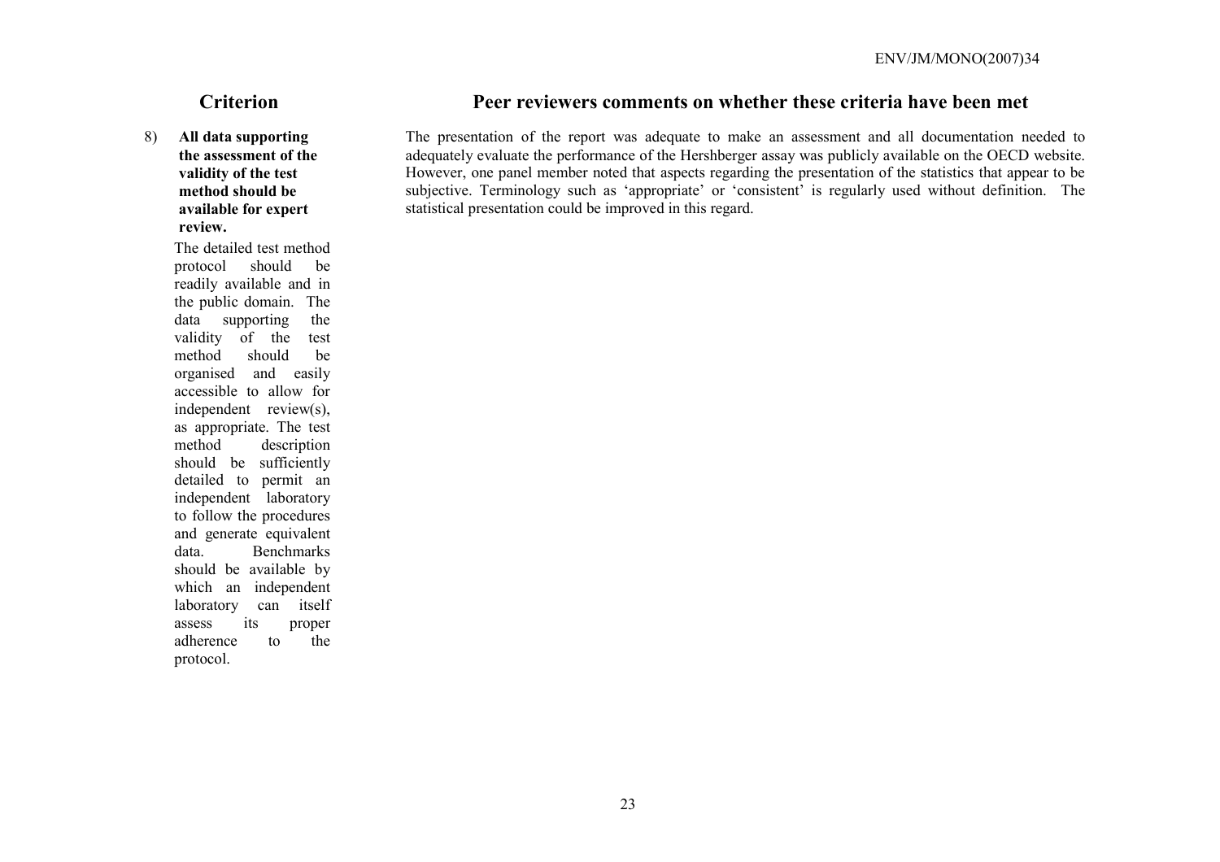| Criterion | Peer reviewers comments on whether these criteria have been met |
| --- | --- |
| 8) **All data supporting the assessment of the validity of the test method should be available for expert review.** The detailed test method protocol should be readily available and in the public domain. The data supporting the validity of the test method should be organised and easily accessible to allow for independent review(s), as appropriate. The test method description should be sufficiently detailed to permit an independent laboratory to follow the procedures and generate equivalent data. Benchmarks should be available by which an independent laboratory can itself assess its proper adherence to the protocol. | The presentation of the report was adequate to make an assessment and all documentation needed to adequately evaluate the performance of the Hershberger assay was publicly available on the OECD website. However, one panel member noted that aspects regarding the presentation of the statistics that appear to be subjective. Terminology such as 'appropriate' or 'consistent' is regularly used without definition. The statistical presentation could be improved in this regard. |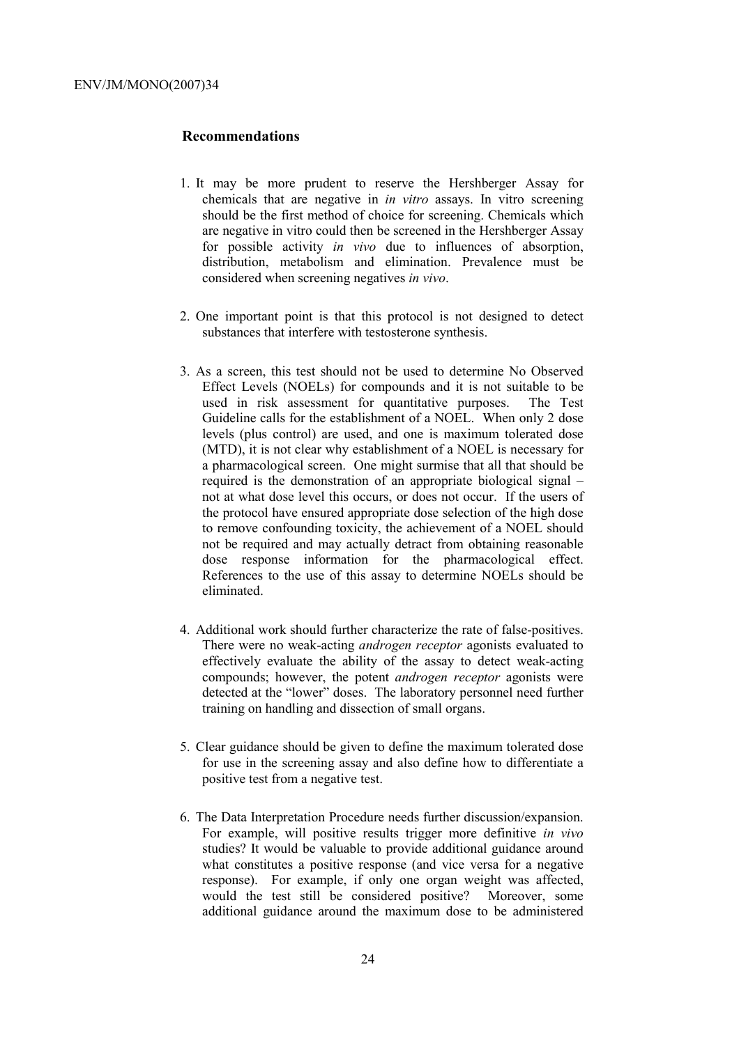## Recommendations

1. It may be more prudent to reserve the Hershberger Assay for chemicals that are negative in *in vitro* assays. In vitro screening should be the first method of choice for screening. Chemicals which are negative in vitro could then be screened in the Hershberger Assay for possible activity *in vivo* due to influences of absorption, distribution, metabolism and elimination. Prevalence must be considered when screening negatives *in vivo*.

2. One important point is that this protocol is not designed to detect substances that interfere with testosterone synthesis.

3. As a screen, this test should not be used to determine No Observed Effect Levels (NOELs) for compounds and it is not suitable to be used in risk assessment for quantitative purposes. The Test Guideline calls for the establishment of a NOEL. When only 2 dose levels (plus control) are used, and one is maximum tolerated dose (MTD), it is not clear why establishment of a NOEL is necessary for a pharmacological screen. One might surmise that all that should be required is the demonstration of an appropriate biological signal – not at what dose level this occurs, or does not occur. If the users of the protocol have ensured appropriate dose selection of the high dose to remove confounding toxicity, the achievement of a NOEL should not be required and may actually detract from obtaining reasonable dose response information for the pharmacological effect. References to the use of this assay to determine NOELs should be eliminated.

4. Additional work should further characterize the rate of false-positives. There were no weak-acting *androgen receptor* agonists evaluated to effectively evaluate the ability of the assay to detect weak-acting compounds; however, the potent *androgen receptor* agonists were detected at the "lower" doses. The laboratory personnel need further training on handling and dissection of small organs.

5. Clear guidance should be given to define the maximum tolerated dose for use in the screening assay and also define how to differentiate a positive test from a negative test.

6. The Data Interpretation Procedure needs further discussion/expansion. For example, will positive results trigger more definitive *in vivo* studies? It would be valuable to provide additional guidance around what constitutes a positive response (and vice versa for a negative response). For example, if only one organ weight was affected, would the test still be considered positive? Moreover, some additional guidance around the maximum dose to be administered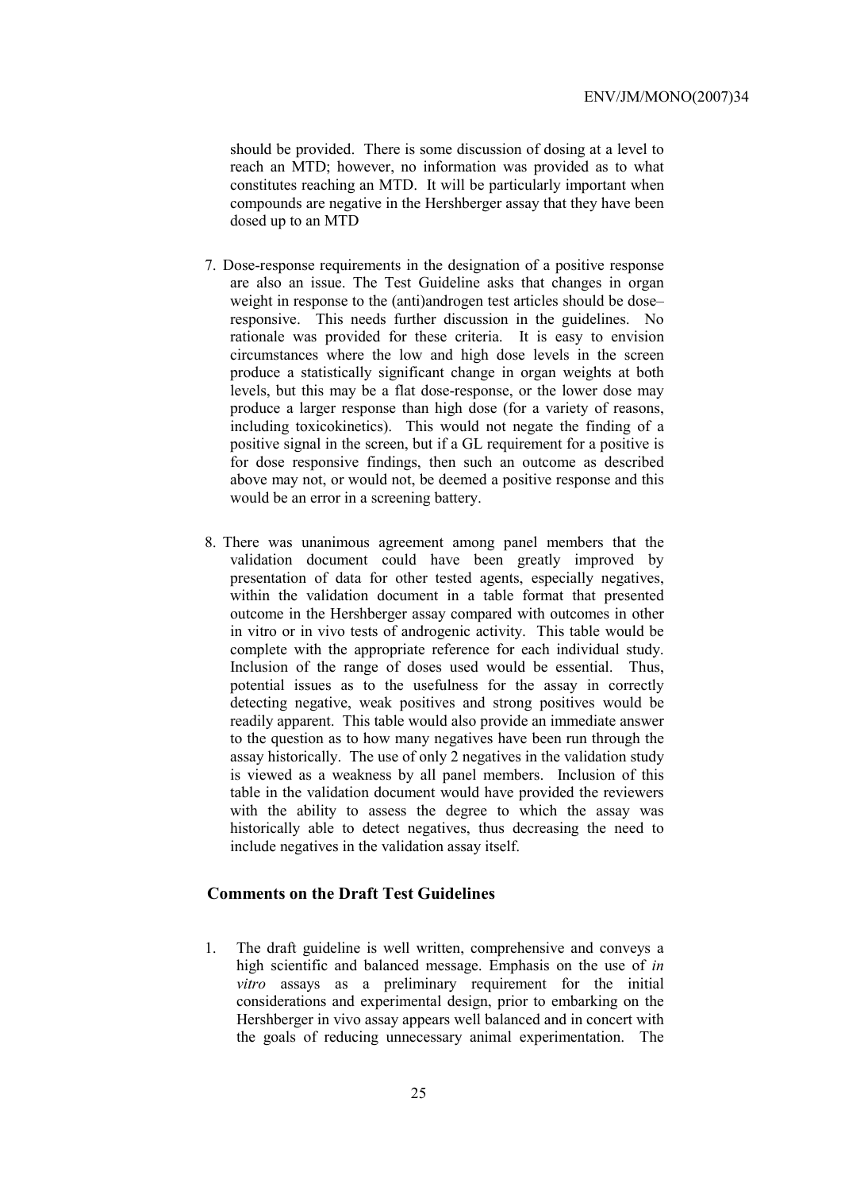should be provided. There is some discussion of dosing at a level to reach an MTD; however, no information was provided as to what constitutes reaching an MTD. It will be particularly important when compounds are negative in the Hershberger assay that they have been dosed up to an MTD

7. Dose-response requirements in the designation of a positive response are also an issue. The Test Guideline asks that changes in organ weight in response to the (anti)androgen test articles should be dose–responsive. This needs further discussion in the guidelines. No rationale was provided for these criteria. It is easy to envision circumstances where the low and high dose levels in the screen produce a statistically significant change in organ weights at both levels, but this may be a flat dose-response, or the lower dose may produce a larger response than high dose (for a variety of reasons, including toxicokinetics). This would not negate the finding of a positive signal in the screen, but if a GL requirement for a positive is for dose responsive findings, then such an outcome as described above may not, or would not, be deemed a positive response and this would be an error in a screening battery.

8. There was unanimous agreement among panel members that the validation document could have been greatly improved by presentation of data for other tested agents, especially negatives, within the validation document in a table format that presented outcome in the Hershberger assay compared with outcomes in other in vitro or in vivo tests of androgenic activity. This table would be complete with the appropriate reference for each individual study. Inclusion of the range of doses used would be essential. Thus, potential issues as to the usefulness for the assay in correctly detecting negative, weak positives and strong positives would be readily apparent. This table would also provide an immediate answer to the question as to how many negatives have been run through the assay historically. The use of only 2 negatives in the validation study is viewed as a weakness by all panel members. Inclusion of this table in the validation document would have provided the reviewers with the ability to assess the degree to which the assay was historically able to detect negatives, thus decreasing the need to include negatives in the validation assay itself.

## Comments on the Draft Test Guidelines

1. The draft guideline is well written, comprehensive and conveys a high scientific and balanced message. Emphasis on the use of *in vitro* assays as a preliminary requirement for the initial considerations and experimental design, prior to embarking on the Hershberger in vivo assay appears well balanced and in concert with the goals of reducing unnecessary animal experimentation. The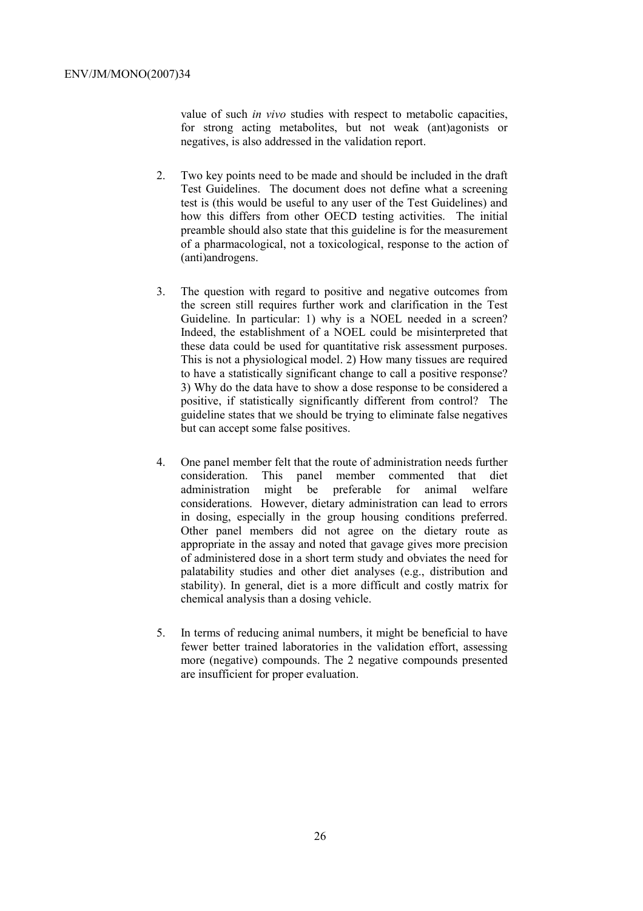value of such *in vivo* studies with respect to metabolic capacities, for strong acting metabolites, but not weak (ant)agonists or negatives, is also addressed in the validation report.

2. Two key points need to be made and should be included in the draft Test Guidelines. The document does not define what a screening test is (this would be useful to any user of the Test Guidelines) and how this differs from other OECD testing activities. The initial preamble should also state that this guideline is for the measurement of a pharmacological, not a toxicological, response to the action of (anti)androgens.

3. The question with regard to positive and negative outcomes from the screen still requires further work and clarification in the Test Guideline. In particular: 1) why is a NOEL needed in a screen? Indeed, the establishment of a NOEL could be misinterpreted that these data could be used for quantitative risk assessment purposes. This is not a physiological model. 2) How many tissues are required to have a statistically significant change to call a positive response? 3) Why do the data have to show a dose response to be considered a positive, if statistically significantly different from control? The guideline states that we should be trying to eliminate false negatives but can accept some false positives.

4. One panel member felt that the route of administration needs further consideration. This panel member commented that diet administration might be preferable for animal welfare considerations. However, dietary administration can lead to errors in dosing, especially in the group housing conditions preferred. Other panel members did not agree on the dietary route as appropriate in the assay and noted that gavage gives more precision of administered dose in a short term study and obviates the need for palatability studies and other diet analyses (e.g., distribution and stability). In general, diet is a more difficult and costly matrix for chemical analysis than a dosing vehicle.

5. In terms of reducing animal numbers, it might be beneficial to have fewer better trained laboratories in the validation effort, assessing more (negative) compounds. The 2 negative compounds presented are insufficient for proper evaluation.